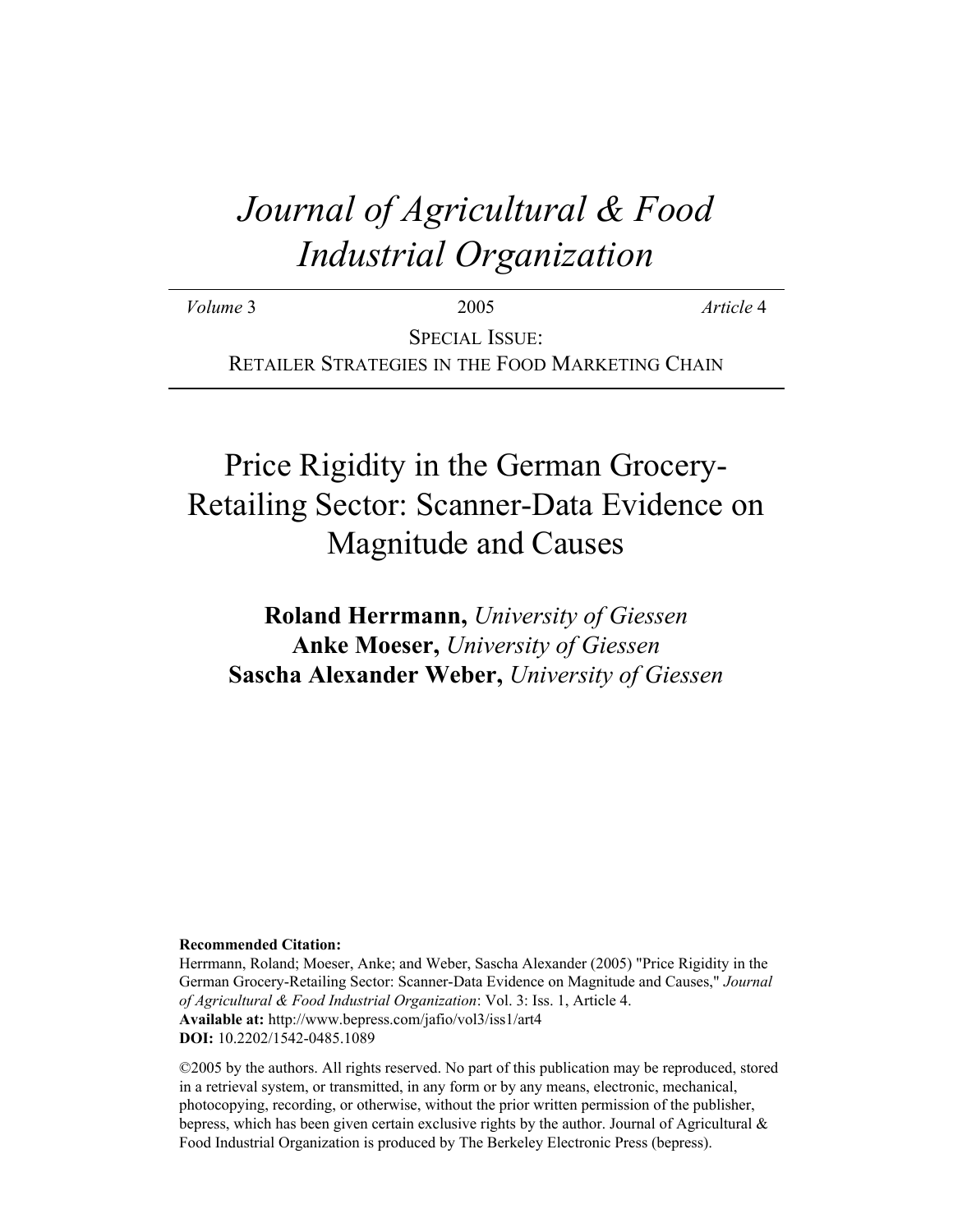# *Journal of Agricultural & Food Industrial Organization*

*Volume* 3 | 2005 | *Article* 4

SPECIAL ISSUE:
RETAILER STRATEGIES IN THE FOOD MARKETING CHAIN

## Price Rigidity in the German Grocery-Retailing Sector: Scanner-Data Evidence on Magnitude and Causes

**Roland Herrmann,** *University of Giessen*
**Anke Moeser,** *University of Giessen*
**Sascha Alexander Weber,** *University of Giessen*

**Recommended Citation:**
Herrmann, Roland; Moeser, Anke; and Weber, Sascha Alexander (2005) "Price Rigidity in the German Grocery-Retailing Sector: Scanner-Data Evidence on Magnitude and Causes," *Journal of Agricultural & Food Industrial Organization*: Vol. 3: Iss. 1, Article 4.
**Available at:** http://www.bepress.com/jafio/vol3/iss1/art4
**DOI:** 10.2202/1542-0485.1089

©2005 by the authors. All rights reserved. No part of this publication may be reproduced, stored in a retrieval system, or transmitted, in any form or by any means, electronic, mechanical, photocopying, recording, or otherwise, without the prior written permission of the publisher, bepress, which has been given certain exclusive rights by the author. Journal of Agricultural & Food Industrial Organization is produced by The Berkeley Electronic Press (bepress).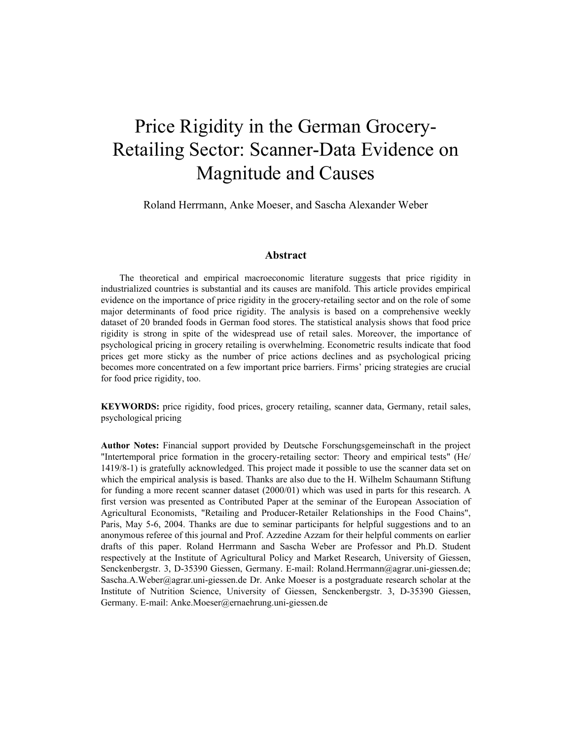# Price Rigidity in the German Grocery-Retailing Sector: Scanner-Data Evidence on Magnitude and Causes

Roland Herrmann, Anke Moeser, and Sascha Alexander Weber

## Abstract

The theoretical and empirical macroeconomic literature suggests that price rigidity in industrialized countries is substantial and its causes are manifold. This article provides empirical evidence on the importance of price rigidity in the grocery-retailing sector and on the role of some major determinants of food price rigidity. The analysis is based on a comprehensive weekly dataset of 20 branded foods in German food stores. The statistical analysis shows that food price rigidity is strong in spite of the widespread use of retail sales. Moreover, the importance of psychological pricing in grocery retailing is overwhelming. Econometric results indicate that food prices get more sticky as the number of price actions declines and as psychological pricing becomes more concentrated on a few important price barriers. Firms' pricing strategies are crucial for food price rigidity, too.

**KEYWORDS:** price rigidity, food prices, grocery retailing, scanner data, Germany, retail sales, psychological pricing

**Author Notes:** Financial support provided by Deutsche Forschungsgemeinschaft in the project "Intertemporal price formation in the grocery-retailing sector: Theory and empirical tests" (He/ 1419/8-1) is gratefully acknowledged. This project made it possible to use the scanner data set on which the empirical analysis is based. Thanks are also due to the H. Wilhelm Schaumann Stiftung for funding a more recent scanner dataset (2000/01) which was used in parts for this research. A first version was presented as Contributed Paper at the seminar of the European Association of Agricultural Economists, "Retailing and Producer-Retailer Relationships in the Food Chains", Paris, May 5-6, 2004. Thanks are due to seminar participants for helpful suggestions and to an anonymous referee of this journal and Prof. Azzedine Azzam for their helpful comments on earlier drafts of this paper. Roland Herrmann and Sascha Weber are Professor and Ph.D. Student respectively at the Institute of Agricultural Policy and Market Research, University of Giessen, Senckenbergstr. 3, D-35390 Giessen, Germany. E-mail: Roland.Herrmann@agrar.uni-giessen.de; Sascha.A.Weber@agrar.uni-giessen.de Dr. Anke Moeser is a postgraduate research scholar at the Institute of Nutrition Science, University of Giessen, Senckenbergstr. 3, D-35390 Giessen, Germany. E-mail: Anke.Moeser@ernaehrung.uni-giessen.de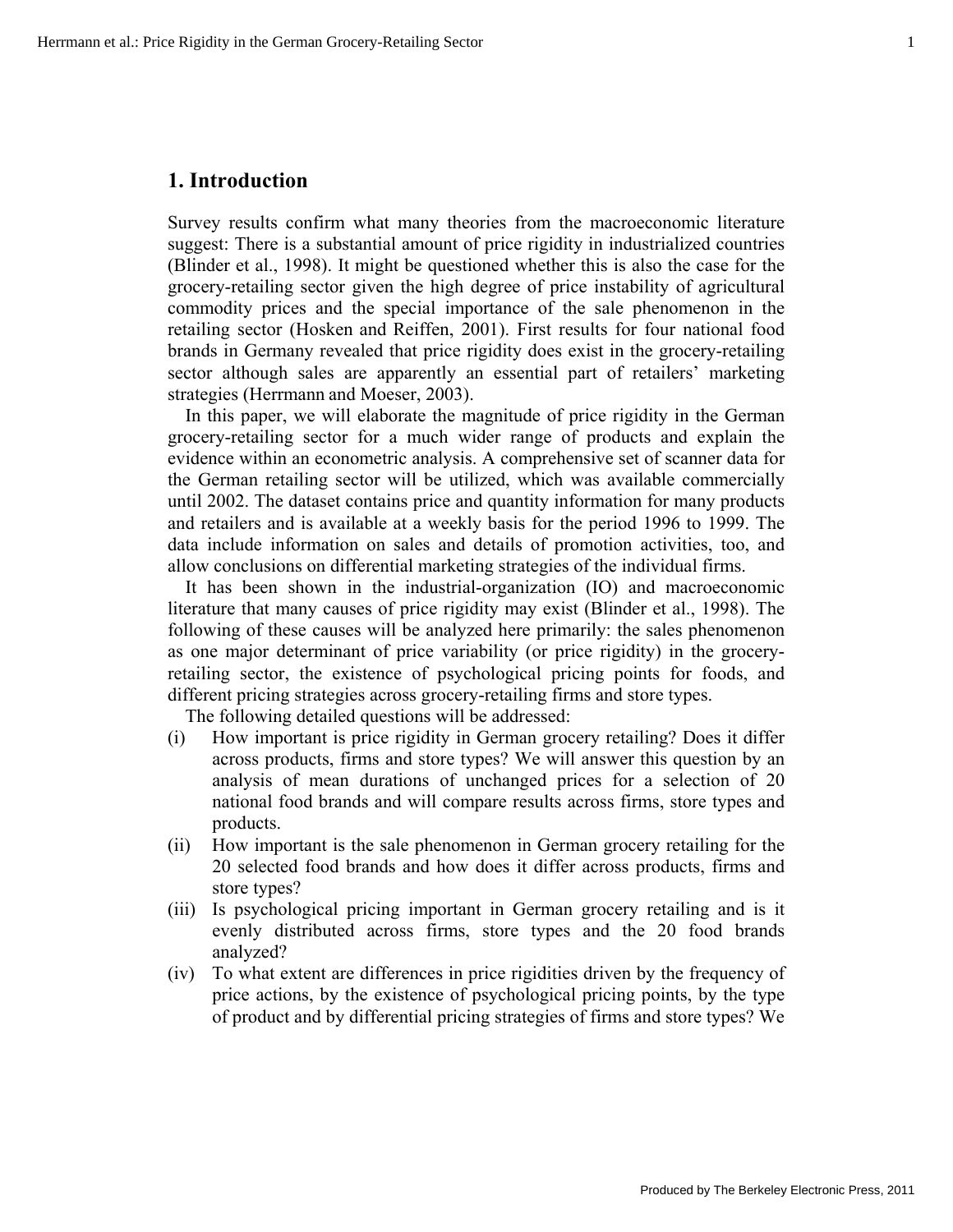## 1. Introduction

Survey results confirm what many theories from the macroeconomic literature suggest: There is a substantial amount of price rigidity in industrialized countries (Blinder et al., 1998). It might be questioned whether this is also the case for the grocery-retailing sector given the high degree of price instability of agricultural commodity prices and the special importance of the sale phenomenon in the retailing sector (Hosken and Reiffen, 2001). First results for four national food brands in Germany revealed that price rigidity does exist in the grocery-retailing sector although sales are apparently an essential part of retailers' marketing strategies (Herrmann and Moeser, 2003).

In this paper, we will elaborate the magnitude of price rigidity in the German grocery-retailing sector for a much wider range of products and explain the evidence within an econometric analysis. A comprehensive set of scanner data for the German retailing sector will be utilized, which was available commercially until 2002. The dataset contains price and quantity information for many products and retailers and is available at a weekly basis for the period 1996 to 1999. The data include information on sales and details of promotion activities, too, and allow conclusions on differential marketing strategies of the individual firms.

It has been shown in the industrial-organization (IO) and macroeconomic literature that many causes of price rigidity may exist (Blinder et al., 1998). The following of these causes will be analyzed here primarily: the sales phenomenon as one major determinant of price variability (or price rigidity) in the grocery-retailing sector, the existence of psychological pricing points for foods, and different pricing strategies across grocery-retailing firms and store types.

The following detailed questions will be addressed:

(i) How important is price rigidity in German grocery retailing? Does it differ across products, firms and store types? We will answer this question by an analysis of mean durations of unchanged prices for a selection of 20 national food brands and will compare results across firms, store types and products.

(ii) How important is the sale phenomenon in German grocery retailing for the 20 selected food brands and how does it differ across products, firms and store types?

(iii) Is psychological pricing important in German grocery retailing and is it evenly distributed across firms, store types and the 20 food brands analyzed?

(iv) To what extent are differences in price rigidities driven by the frequency of price actions, by the existence of psychological pricing points, by the type of product and by differential pricing strategies of firms and store types? We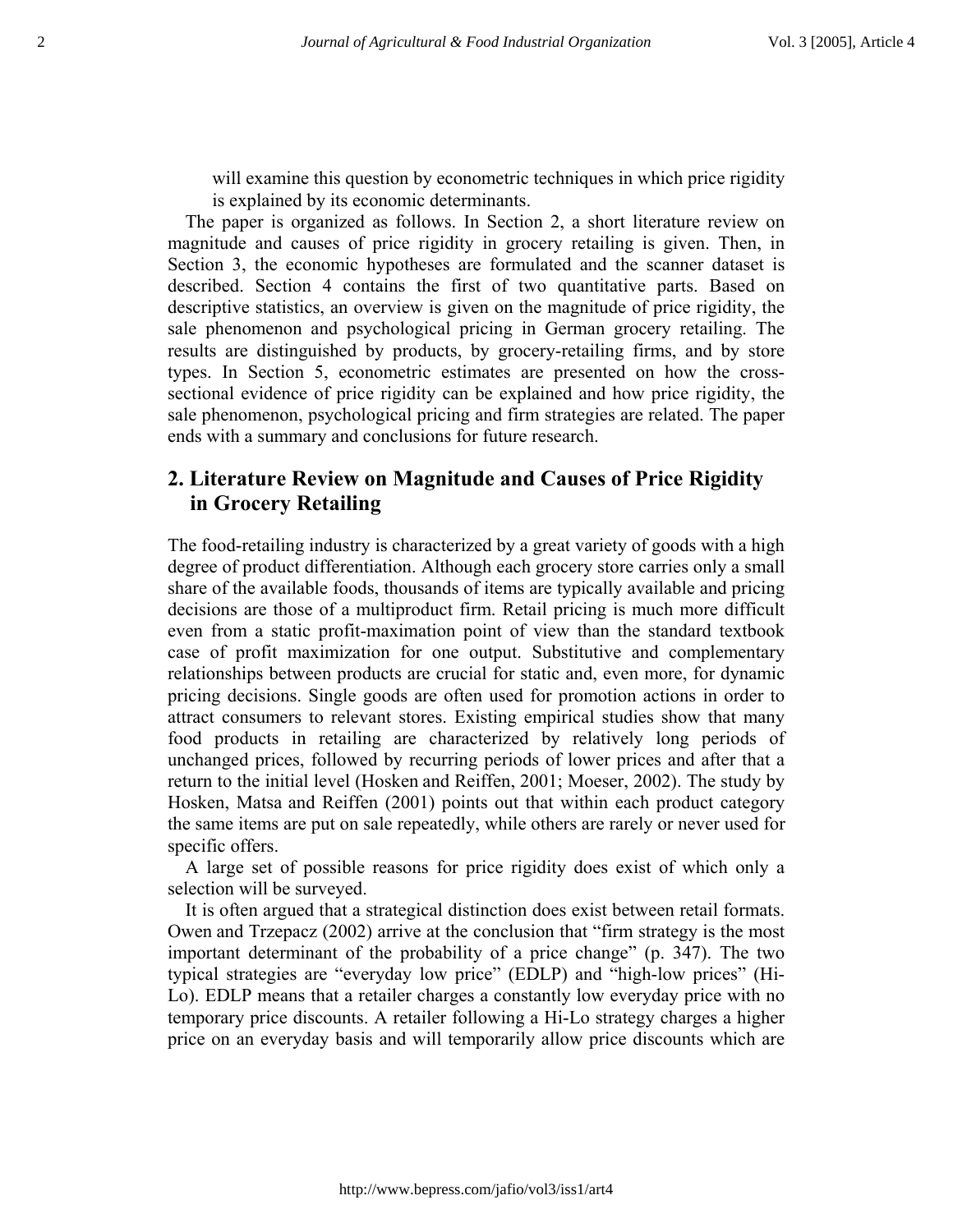will examine this question by econometric techniques in which price rigidity is explained by its economic determinants.

The paper is organized as follows. In Section 2, a short literature review on magnitude and causes of price rigidity in grocery retailing is given. Then, in Section 3, the economic hypotheses are formulated and the scanner dataset is described. Section 4 contains the first of two quantitative parts. Based on descriptive statistics, an overview is given on the magnitude of price rigidity, the sale phenomenon and psychological pricing in German grocery retailing. The results are distinguished by products, by grocery-retailing firms, and by store types. In Section 5, econometric estimates are presented on how the cross-sectional evidence of price rigidity can be explained and how price rigidity, the sale phenomenon, psychological pricing and firm strategies are related. The paper ends with a summary and conclusions for future research.

## 2. Literature Review on Magnitude and Causes of Price Rigidity in Grocery Retailing

The food-retailing industry is characterized by a great variety of goods with a high degree of product differentiation. Although each grocery store carries only a small share of the available foods, thousands of items are typically available and pricing decisions are those of a multiproduct firm. Retail pricing is much more difficult even from a static profit-maximation point of view than the standard textbook case of profit maximization for one output. Substitutive and complementary relationships between products are crucial for static and, even more, for dynamic pricing decisions. Single goods are often used for promotion actions in order to attract consumers to relevant stores. Existing empirical studies show that many food products in retailing are characterized by relatively long periods of unchanged prices, followed by recurring periods of lower prices and after that a return to the initial level (Hosken and Reiffen, 2001; Moeser, 2002). The study by Hosken, Matsa and Reiffen (2001) points out that within each product category the same items are put on sale repeatedly, while others are rarely or never used for specific offers.

A large set of possible reasons for price rigidity does exist of which only a selection will be surveyed.

It is often argued that a strategical distinction does exist between retail formats. Owen and Trzepacz (2002) arrive at the conclusion that "firm strategy is the most important determinant of the probability of a price change" (p. 347). The two typical strategies are "everyday low price" (EDLP) and "high-low prices" (Hi-Lo). EDLP means that a retailer charges a constantly low everyday price with no temporary price discounts. A retailer following a Hi-Lo strategy charges a higher price on an everyday basis and will temporarily allow price discounts which are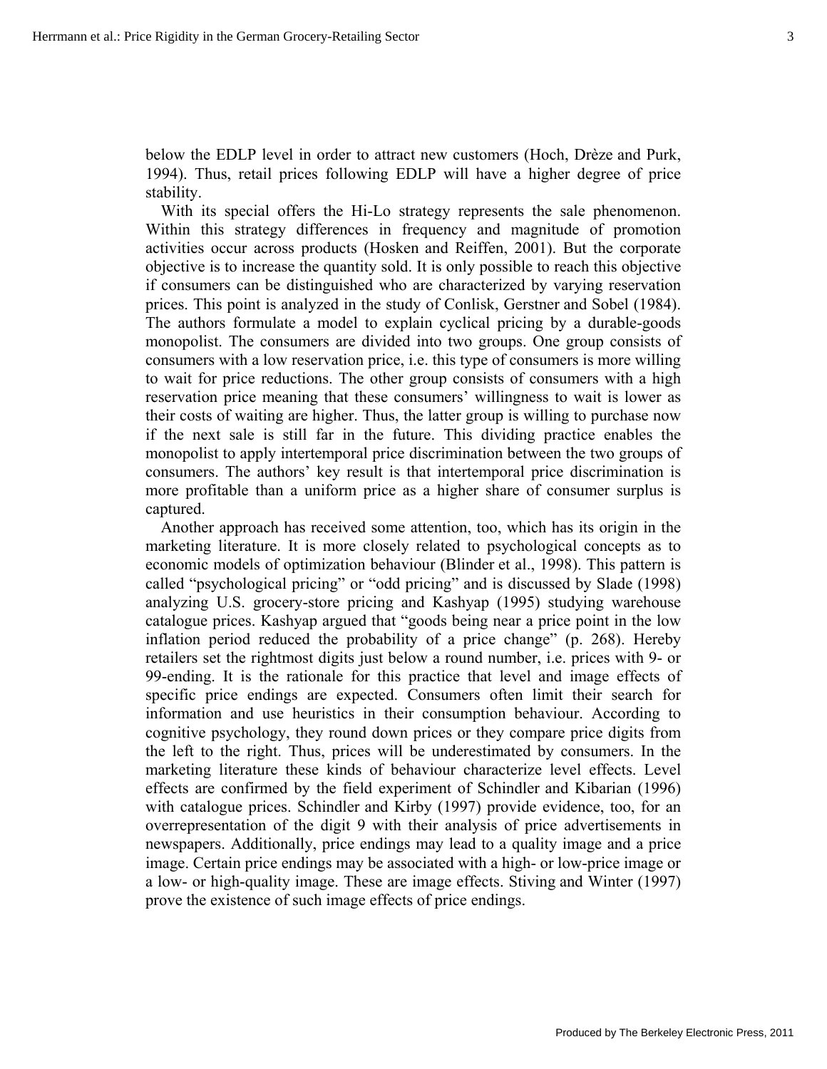below the EDLP level in order to attract new customers (Hoch, Drèze and Purk, 1994). Thus, retail prices following EDLP will have a higher degree of price stability.

With its special offers the Hi-Lo strategy represents the sale phenomenon. Within this strategy differences in frequency and magnitude of promotion activities occur across products (Hosken and Reiffen, 2001). But the corporate objective is to increase the quantity sold. It is only possible to reach this objective if consumers can be distinguished who are characterized by varying reservation prices. This point is analyzed in the study of Conlisk, Gerstner and Sobel (1984). The authors formulate a model to explain cyclical pricing by a durable-goods monopolist. The consumers are divided into two groups. One group consists of consumers with a low reservation price, i.e. this type of consumers is more willing to wait for price reductions. The other group consists of consumers with a high reservation price meaning that these consumers' willingness to wait is lower as their costs of waiting are higher. Thus, the latter group is willing to purchase now if the next sale is still far in the future. This dividing practice enables the monopolist to apply intertemporal price discrimination between the two groups of consumers. The authors' key result is that intertemporal price discrimination is more profitable than a uniform price as a higher share of consumer surplus is captured.

Another approach has received some attention, too, which has its origin in the marketing literature. It is more closely related to psychological concepts as to economic models of optimization behaviour (Blinder et al., 1998). This pattern is called "psychological pricing" or "odd pricing" and is discussed by Slade (1998) analyzing U.S. grocery-store pricing and Kashyap (1995) studying warehouse catalogue prices. Kashyap argued that "goods being near a price point in the low inflation period reduced the probability of a price change" (p. 268). Hereby retailers set the rightmost digits just below a round number, i.e. prices with 9- or 99-ending. It is the rationale for this practice that level and image effects of specific price endings are expected. Consumers often limit their search for information and use heuristics in their consumption behaviour. According to cognitive psychology, they round down prices or they compare price digits from the left to the right. Thus, prices will be underestimated by consumers. In the marketing literature these kinds of behaviour characterize level effects. Level effects are confirmed by the field experiment of Schindler and Kibarian (1996) with catalogue prices. Schindler and Kirby (1997) provide evidence, too, for an overrepresentation of the digit 9 with their analysis of price advertisements in newspapers. Additionally, price endings may lead to a quality image and a price image. Certain price endings may be associated with a high- or low-price image or a low- or high-quality image. These are image effects. Stiving and Winter (1997) prove the existence of such image effects of price endings.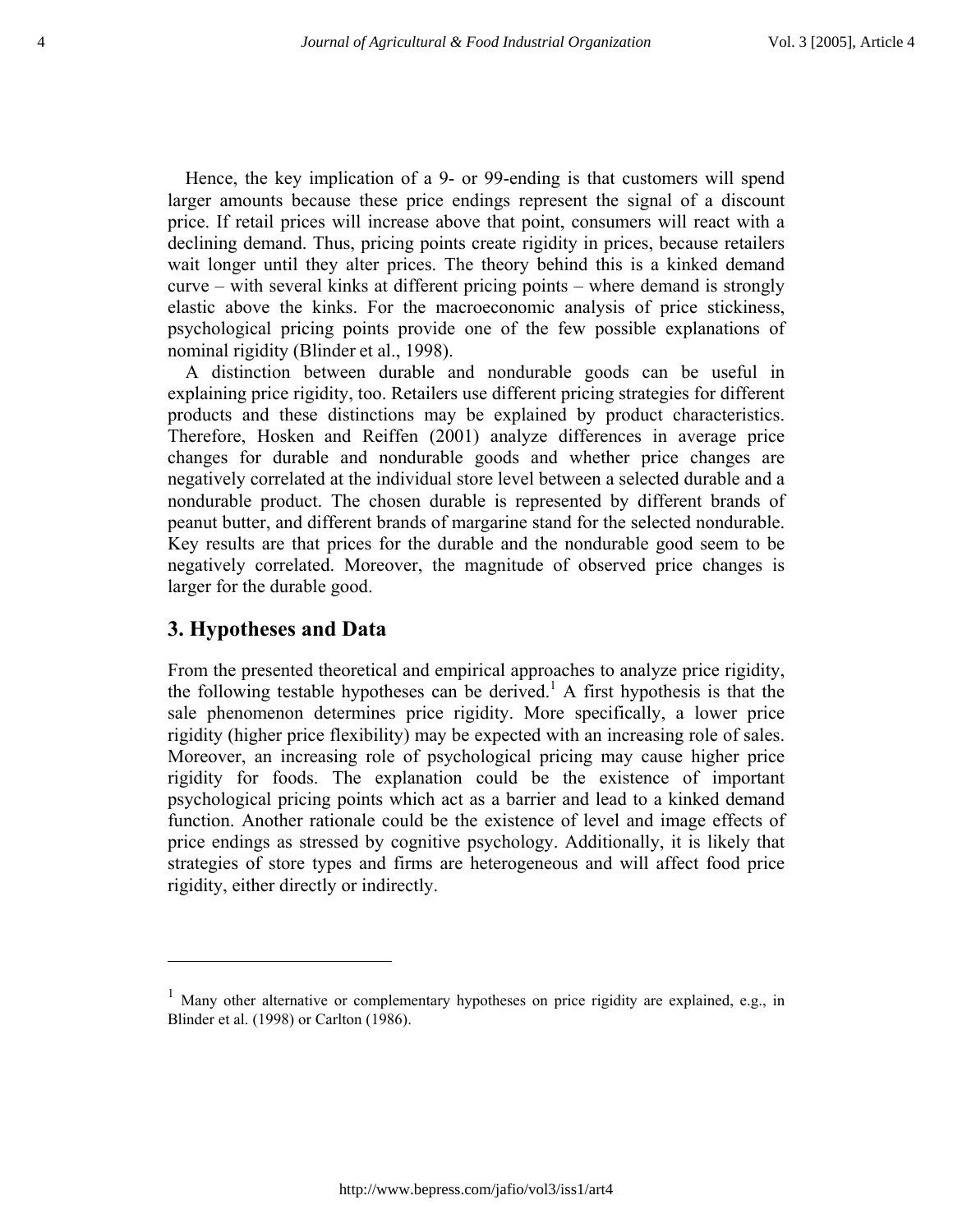Hence, the key implication of a 9- or 99-ending is that customers will spend larger amounts because these price endings represent the signal of a discount price. If retail prices will increase above that point, consumers will react with a declining demand. Thus, pricing points create rigidity in prices, because retailers wait longer until they alter prices. The theory behind this is a kinked demand curve – with several kinks at different pricing points – where demand is strongly elastic above the kinks. For the macroeconomic analysis of price stickiness, psychological pricing points provide one of the few possible explanations of nominal rigidity (Blinder et al., 1998).

A distinction between durable and nondurable goods can be useful in explaining price rigidity, too. Retailers use different pricing strategies for different products and these distinctions may be explained by product characteristics. Therefore, Hosken and Reiffen (2001) analyze differences in average price changes for durable and nondurable goods and whether price changes are negatively correlated at the individual store level between a selected durable and a nondurable product. The chosen durable is represented by different brands of peanut butter, and different brands of margarine stand for the selected nondurable. Key results are that prices for the durable and the nondurable good seem to be negatively correlated. Moreover, the magnitude of observed price changes is larger for the durable good.

## 3. Hypotheses and Data

From the presented theoretical and empirical approaches to analyze price rigidity, the following testable hypotheses can be derived.[1] A first hypothesis is that the sale phenomenon determines price rigidity. More specifically, a lower price rigidity (higher price flexibility) may be expected with an increasing role of sales. Moreover, an increasing role of psychological pricing may cause higher price rigidity for foods. The explanation could be the existence of important psychological pricing points which act as a barrier and lead to a kinked demand function. Another rationale could be the existence of level and image effects of price endings as stressed by cognitive psychology. Additionally, it is likely that strategies of store types and firms are heterogeneous and will affect food price rigidity, either directly or indirectly.

---

[1] Many other alternative or complementary hypotheses on price rigidity are explained, e.g., in Blinder et al. (1998) or Carlton (1986).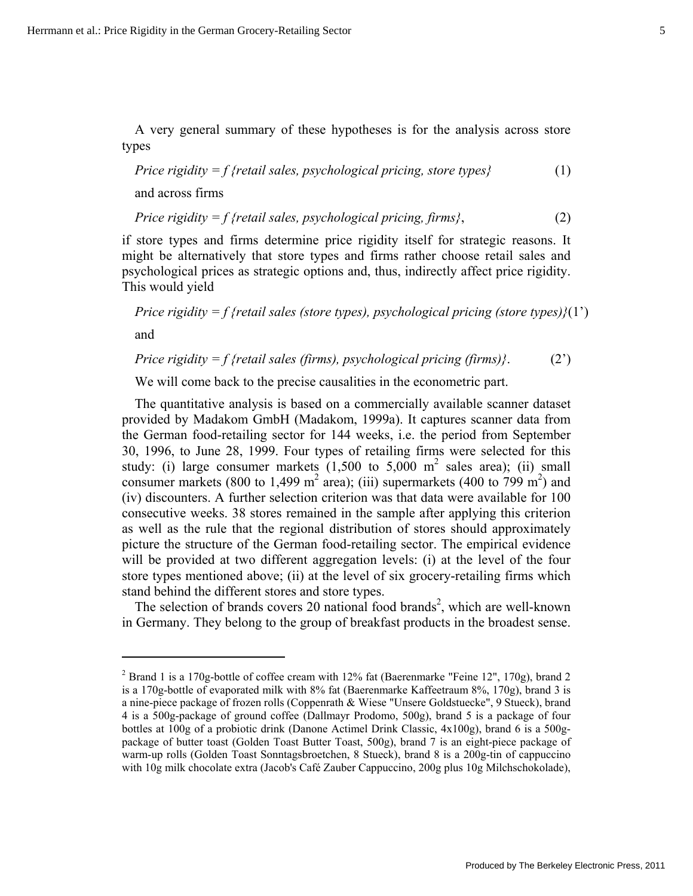A very general summary of these hypotheses is for the analysis across store types

*Price rigidity = f {retail sales, psychological pricing, store types}* (1)

and across firms

*Price rigidity = f {retail sales, psychological pricing, firms}*, (2)

if store types and firms determine price rigidity itself for strategic reasons. It might be alternatively that store types and firms rather choose retail sales and psychological prices as strategic options and, thus, indirectly affect price rigidity. This would yield

*Price rigidity = f {retail sales (store types), psychological pricing (store types)}*(1')

and

*Price rigidity = f {retail sales (firms), psychological pricing (firms)}*. (2')

We will come back to the precise causalities in the econometric part.

The quantitative analysis is based on a commercially available scanner dataset provided by Madakom GmbH (Madakom, 1999a). It captures scanner data from the German food-retailing sector for 144 weeks, i.e. the period from September 30, 1996, to June 28, 1999. Four types of retailing firms were selected for this study: (i) large consumer markets (1,500 to 5,000 m$^2$ sales area); (ii) small consumer markets (800 to 1,499 m$^2$ area); (iii) supermarkets (400 to 799 m$^2$) and (iv) discounters. A further selection criterion was that data were available for 100 consecutive weeks. 38 stores remained in the sample after applying this criterion as well as the rule that the regional distribution of stores should approximately picture the structure of the German food-retailing sector. The empirical evidence will be provided at two different aggregation levels: (i) at the level of the four store types mentioned above; (ii) at the level of six grocery-retailing firms which stand behind the different stores and store types.

The selection of brands covers 20 national food brands[2], which are well-known in Germany. They belong to the group of breakfast products in the broadest sense.

---

[2] Brand 1 is a 170g-bottle of coffee cream with 12% fat (Baerenmarke "Feine 12", 170g), brand 2 is a 170g-bottle of evaporated milk with 8% fat (Baerenmarke Kaffeetraum 8%, 170g), brand 3 is a nine-piece package of frozen rolls (Coppenrath & Wiese "Unsere Goldstuecke", 9 Stueck), brand 4 is a 500g-package of ground coffee (Dallmayr Prodomo, 500g), brand 5 is a package of four bottles at 100g of a probiotic drink (Danone Actimel Drink Classic, 4x100g), brand 6 is a 500g-package of butter toast (Golden Toast Butter Toast, 500g), brand 7 is an eight-piece package of warm-up rolls (Golden Toast Sonntagsbroetchen, 8 Stueck), brand 8 is a 200g-tin of cappuccino with 10g milk chocolate extra (Jacob's Café Zauber Cappuccino, 200g plus 10g Milchschokolade),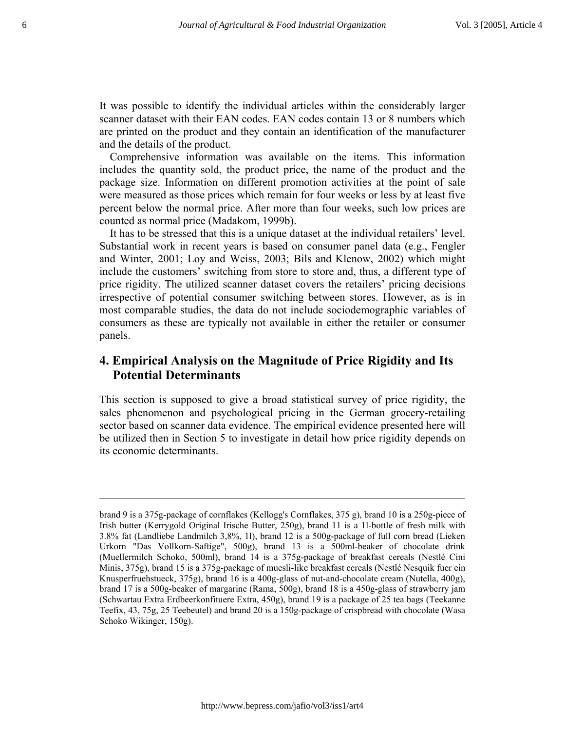It was possible to identify the individual articles within the considerably larger scanner dataset with their EAN codes. EAN codes contain 13 or 8 numbers which are printed on the product and they contain an identification of the manufacturer and the details of the product.

Comprehensive information was available on the items. This information includes the quantity sold, the product price, the name of the product and the package size. Information on different promotion activities at the point of sale were measured as those prices which remain for four weeks or less by at least five percent below the normal price. After more than four weeks, such low prices are counted as normal price (Madakom, 1999b).

It has to be stressed that this is a unique dataset at the individual retailers' level. Substantial work in recent years is based on consumer panel data (e.g., Fengler and Winter, 2001; Loy and Weiss, 2003; Bils and Klenow, 2002) which might include the customers' switching from store to store and, thus, a different type of price rigidity. The utilized scanner dataset covers the retailers' pricing decisions irrespective of potential consumer switching between stores. However, as is in most comparable studies, the data do not include sociodemographic variables of consumers as these are typically not available in either the retailer or consumer panels.

## 4. Empirical Analysis on the Magnitude of Price Rigidity and Its Potential Determinants

This section is supposed to give a broad statistical survey of price rigidity, the sales phenomenon and psychological pricing in the German grocery-retailing sector based on scanner data evidence. The empirical evidence presented here will be utilized then in Section 5 to investigate in detail how price rigidity depends on its economic determinants.

---

brand 9 is a 375g-package of cornflakes (Kellogg's Cornflakes, 375 g), brand 10 is a 250g-piece of Irish butter (Kerrygold Original Irische Butter, 250g), brand 11 is a 1l-bottle of fresh milk with 3.8% fat (Landliebe Landmilch 3,8%, 1l), brand 12 is a 500g-package of full corn bread (Lieken Urkorn "Das Vollkorn-Saftige", 500g), brand 13 is a 500ml-beaker of chocolate drink (Muellermilch Schoko, 500ml), brand 14 is a 375g-package of breakfast cereals (Nestlé Cini Minis, 375g), brand 15 is a 375g-package of muesli-like breakfast cereals (Nestlé Nesquik fuer ein Knusperfruehstueck, 375g), brand 16 is a 400g-glass of nut-and-chocolate cream (Nutella, 400g), brand 17 is a 500g-beaker of margarine (Rama, 500g), brand 18 is a 450g-glass of strawberry jam (Schwartau Extra Erdbeerkonfituere Extra, 450g), brand 19 is a package of 25 tea bags (Teekanne Teefix, 43, 75g, 25 Teebeutel) and brand 20 is a 150g-package of crispbread with chocolate (Wasa Schoko Wikinger, 150g).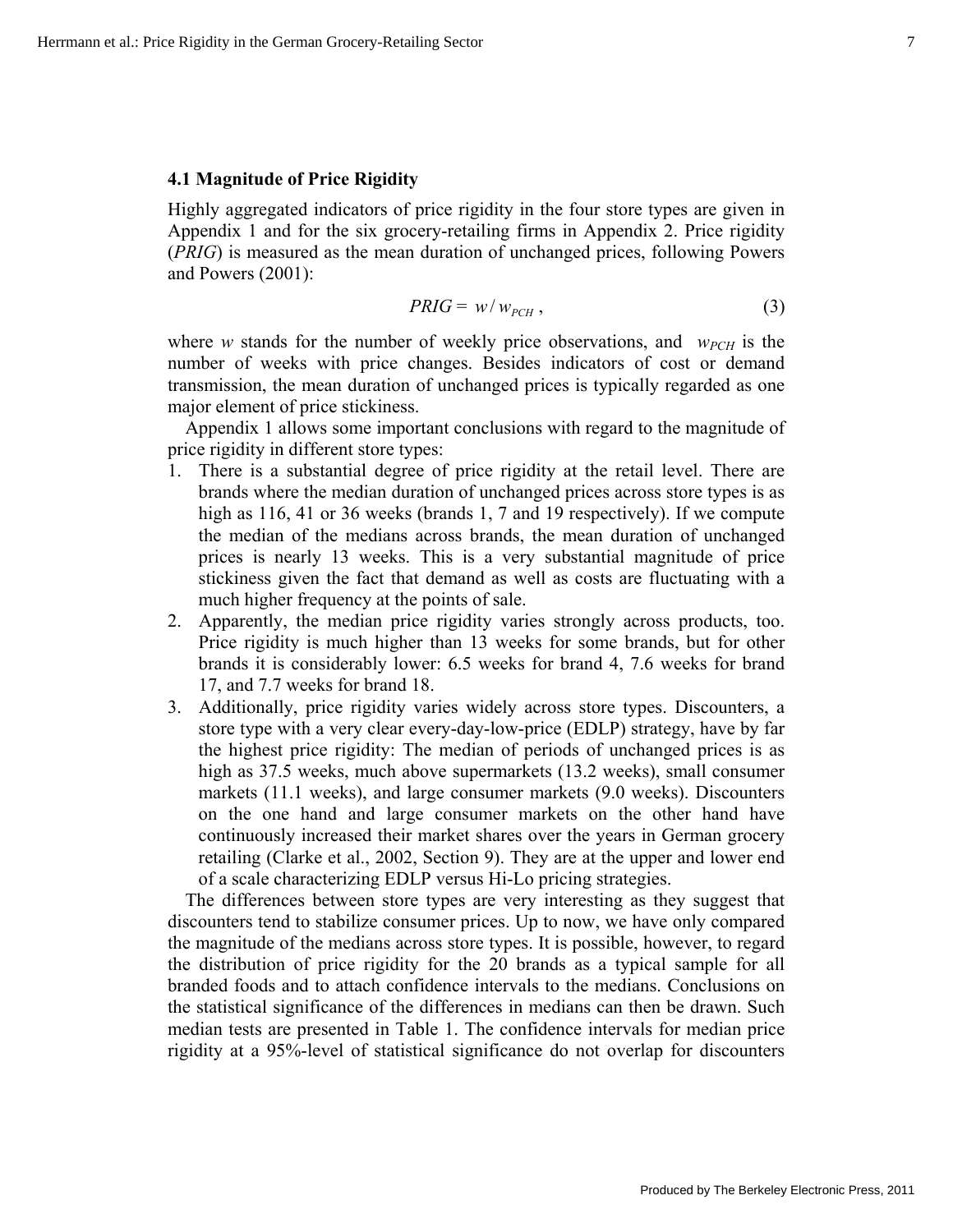### 4.1 Magnitude of Price Rigidity

Highly aggregated indicators of price rigidity in the four store types are given in Appendix 1 and for the six grocery-retailing firms in Appendix 2. Price rigidity (*PRIG*) is measured as the mean duration of unchanged prices, following Powers and Powers (2001):

$$PRIG = w / w_{PCH} \,, \tag{3}$$

where $w$ stands for the number of weekly price observations, and $w_{PCH}$ is the number of weeks with price changes. Besides indicators of cost or demand transmission, the mean duration of unchanged prices is typically regarded as one major element of price stickiness.

Appendix 1 allows some important conclusions with regard to the magnitude of price rigidity in different store types:

1. There is a substantial degree of price rigidity at the retail level. There are brands where the median duration of unchanged prices across store types is as high as 116, 41 or 36 weeks (brands 1, 7 and 19 respectively). If we compute the median of the medians across brands, the mean duration of unchanged prices is nearly 13 weeks. This is a very substantial magnitude of price stickiness given the fact that demand as well as costs are fluctuating with a much higher frequency at the points of sale.
2. Apparently, the median price rigidity varies strongly across products, too. Price rigidity is much higher than 13 weeks for some brands, but for other brands it is considerably lower: 6.5 weeks for brand 4, 7.6 weeks for brand 17, and 7.7 weeks for brand 18.
3. Additionally, price rigidity varies widely across store types. Discounters, a store type with a very clear every-day-low-price (EDLP) strategy, have by far the highest price rigidity: The median of periods of unchanged prices is as high as 37.5 weeks, much above supermarkets (13.2 weeks), small consumer markets (11.1 weeks), and large consumer markets (9.0 weeks). Discounters on the one hand and large consumer markets on the other hand have continuously increased their market shares over the years in German grocery retailing (Clarke et al., 2002, Section 9). They are at the upper and lower end of a scale characterizing EDLP versus Hi-Lo pricing strategies.

The differences between store types are very interesting as they suggest that discounters tend to stabilize consumer prices. Up to now, we have only compared the magnitude of the medians across store types. It is possible, however, to regard the distribution of price rigidity for the 20 brands as a typical sample for all branded foods and to attach confidence intervals to the medians. Conclusions on the statistical significance of the differences in medians can then be drawn. Such median tests are presented in Table 1. The confidence intervals for median price rigidity at a 95%-level of statistical significance do not overlap for discounters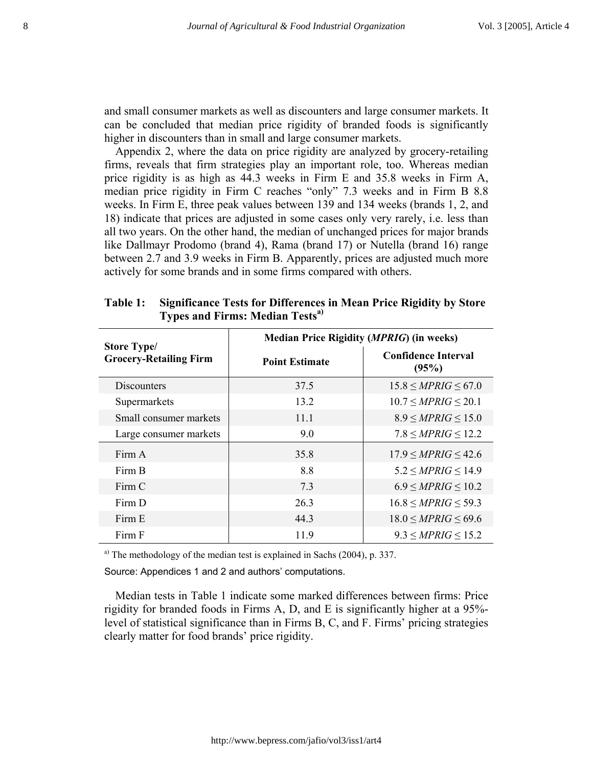and small consumer markets as well as discounters and large consumer markets. It can be concluded that median price rigidity of branded foods is significantly higher in discounters than in small and large consumer markets.

Appendix 2, where the data on price rigidity are analyzed by grocery-retailing firms, reveals that firm strategies play an important role, too. Whereas median price rigidity is as high as 44.3 weeks in Firm E and 35.8 weeks in Firm A, median price rigidity in Firm C reaches "only" 7.3 weeks and in Firm B 8.8 weeks. In Firm E, three peak values between 139 and 134 weeks (brands 1, 2, and 18) indicate that prices are adjusted in some cases only very rarely, i.e. less than all two years. On the other hand, the median of unchanged prices for major brands like Dallmayr Prodomo (brand 4), Rama (brand 17) or Nutella (brand 16) range between 2.7 and 3.9 weeks in Firm B. Apparently, prices are adjusted much more actively for some brands and in some firms compared with others.

**Table 1: Significance Tests for Differences in Mean Price Rigidity by Store Types and Firms: Median Tests[a)]**

| Store Type/ Grocery-Retailing Firm | Median Price Rigidity (*MPRIG*) (in weeks) | |
|---|---|---|
| | **Point Estimate** | **Confidence Interval (95%)** |
| Discounters | 37.5 | $15.8 \leq MPRIG \leq 67.0$ |
| Supermarkets | 13.2 | $10.7 \leq MPRIG \leq 20.1$ |
| Small consumer markets | 11.1 | $8.9 \leq MPRIG \leq 15.0$ |
| Large consumer markets | 9.0 | $7.8 \leq MPRIG \leq 12.2$ |
| Firm A | 35.8 | $17.9 \leq MPRIG \leq 42.6$ |
| Firm B | 8.8 | $5.2 \leq MPRIG \leq 14.9$ |
| Firm C | 7.3 | $6.9 \leq MPRIG \leq 10.2$ |
| Firm D | 26.3 | $16.8 \leq MPRIG \leq 59.3$ |
| Firm E | 44.3 | $18.0 \leq MPRIG \leq 69.6$ |
| Firm F | 11.9 | $9.3 \leq MPRIG \leq 15.2$ |

[a)] The methodology of the median test is explained in Sachs (2004), p. 337.

Source: Appendices 1 and 2 and authors' computations.

Median tests in Table 1 indicate some marked differences between firms: Price rigidity for branded foods in Firms A, D, and E is significantly higher at a 95%-level of statistical significance than in Firms B, C, and F. Firms' pricing strategies clearly matter for food brands' price rigidity.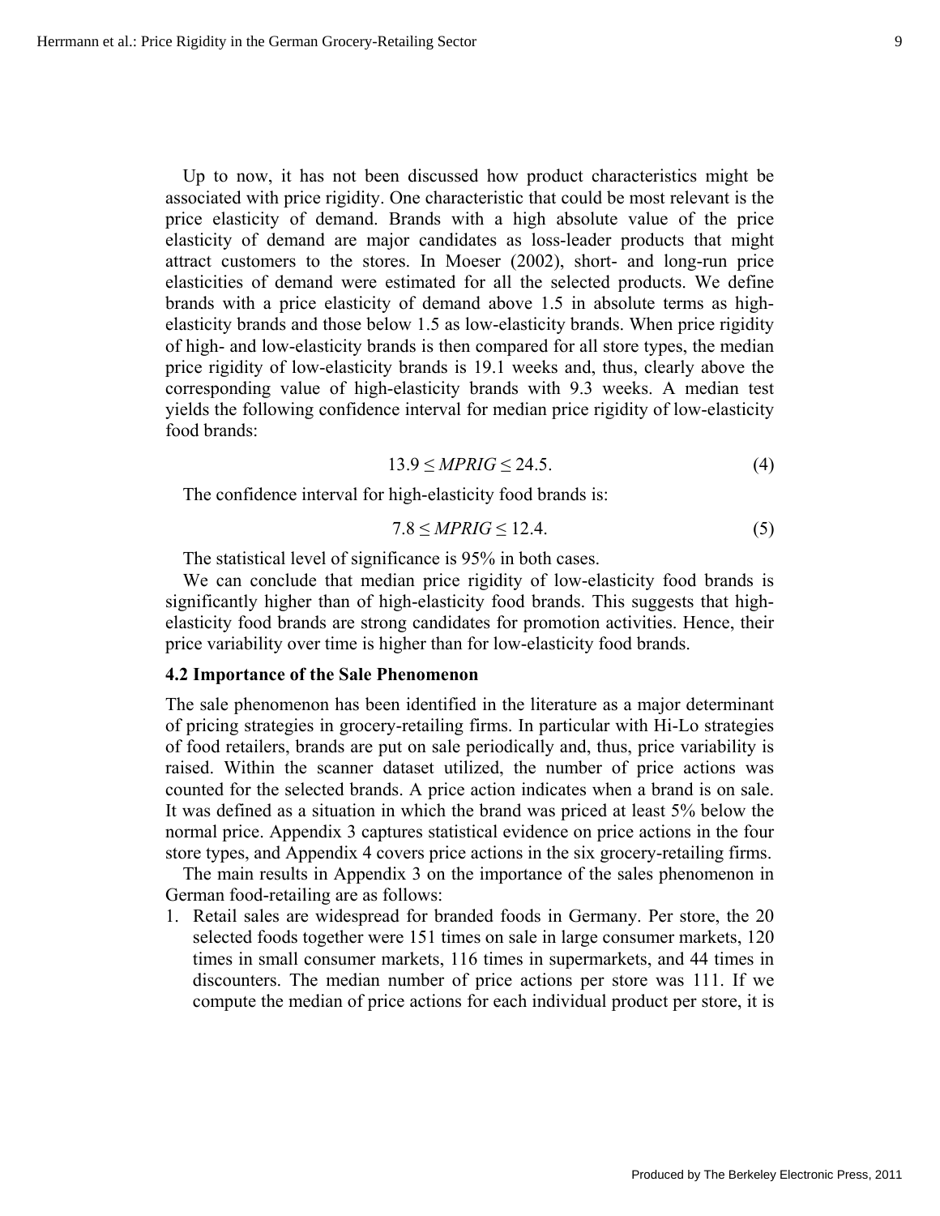Up to now, it has not been discussed how product characteristics might be associated with price rigidity. One characteristic that could be most relevant is the price elasticity of demand. Brands with a high absolute value of the price elasticity of demand are major candidates as loss-leader products that might attract customers to the stores. In Moeser (2002), short- and long-run price elasticities of demand were estimated for all the selected products. We define brands with a price elasticity of demand above 1.5 in absolute terms as high-elasticity brands and those below 1.5 as low-elasticity brands. When price rigidity of high- and low-elasticity brands is then compared for all store types, the median price rigidity of low-elasticity brands is 19.1 weeks and, thus, clearly above the corresponding value of high-elasticity brands with 9.3 weeks. A median test yields the following confidence interval for median price rigidity of low-elasticity food brands:

$$13.9 \leq MPRIG \leq 24.5. \tag{4}$$

The confidence interval for high-elasticity food brands is:

$$7.8 \leq MPRIG \leq 12.4. \tag{5}$$

The statistical level of significance is 95% in both cases.

We can conclude that median price rigidity of low-elasticity food brands is significantly higher than of high-elasticity food brands. This suggests that high-elasticity food brands are strong candidates for promotion activities. Hence, their price variability over time is higher than for low-elasticity food brands.

### 4.2 Importance of the Sale Phenomenon

The sale phenomenon has been identified in the literature as a major determinant of pricing strategies in grocery-retailing firms. In particular with Hi-Lo strategies of food retailers, brands are put on sale periodically and, thus, price variability is raised. Within the scanner dataset utilized, the number of price actions was counted for the selected brands. A price action indicates when a brand is on sale. It was defined as a situation in which the brand was priced at least 5% below the normal price. Appendix 3 captures statistical evidence on price actions in the four store types, and Appendix 4 covers price actions in the six grocery-retailing firms.

The main results in Appendix 3 on the importance of the sales phenomenon in German food-retailing are as follows:

1. Retail sales are widespread for branded foods in Germany. Per store, the 20 selected foods together were 151 times on sale in large consumer markets, 120 times in small consumer markets, 116 times in supermarkets, and 44 times in discounters. The median number of price actions per store was 111. If we compute the median of price actions for each individual product per store, it is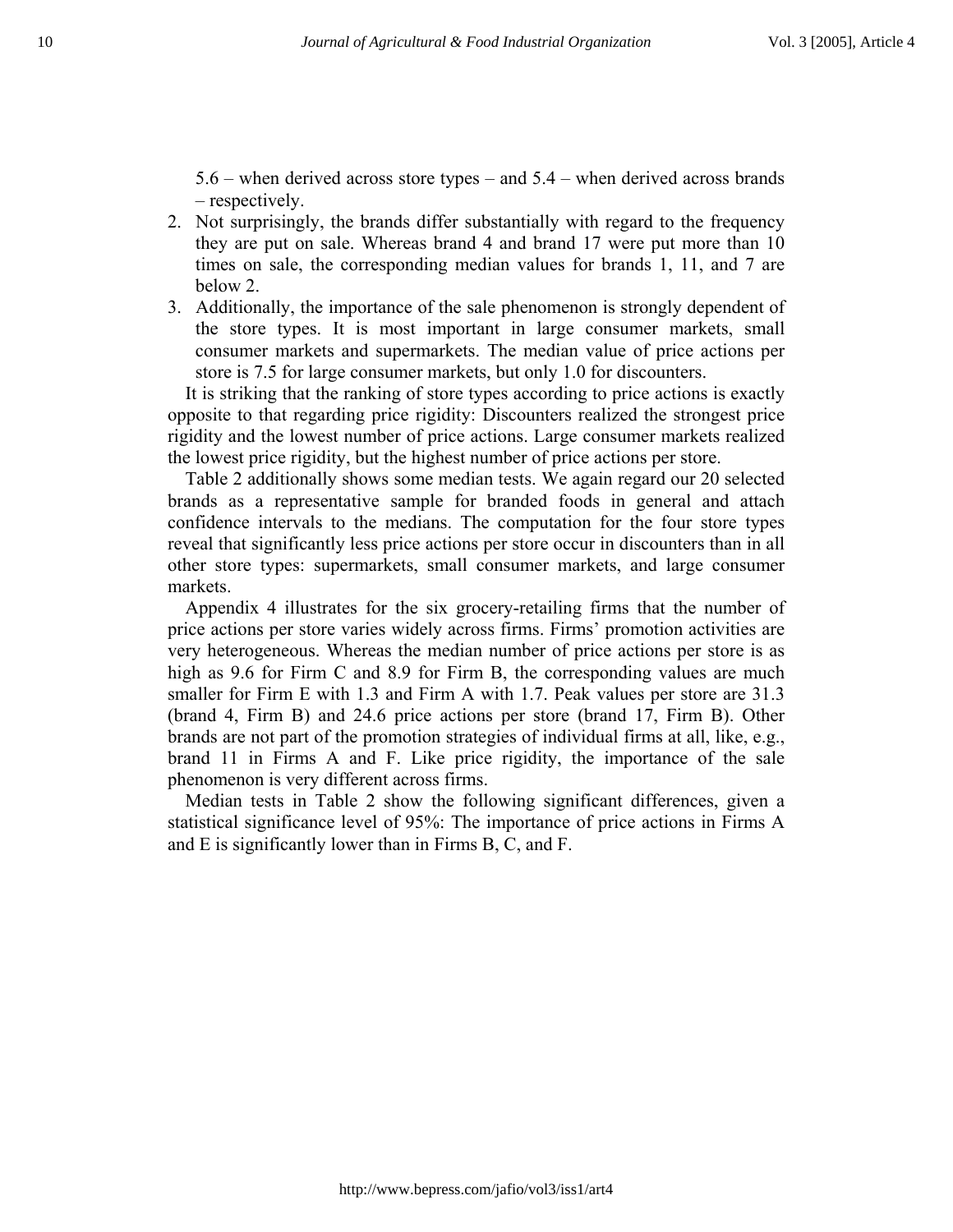5.6 – when derived across store types – and 5.4 – when derived across brands – respectively.

2. Not surprisingly, the brands differ substantially with regard to the frequency they are put on sale. Whereas brand 4 and brand 17 were put more than 10 times on sale, the corresponding median values for brands 1, 11, and 7 are below 2.
3. Additionally, the importance of the sale phenomenon is strongly dependent of the store types. It is most important in large consumer markets, small consumer markets and supermarkets. The median value of price actions per store is 7.5 for large consumer markets, but only 1.0 for discounters.

It is striking that the ranking of store types according to price actions is exactly opposite to that regarding price rigidity: Discounters realized the strongest price rigidity and the lowest number of price actions. Large consumer markets realized the lowest price rigidity, but the highest number of price actions per store.

Table 2 additionally shows some median tests. We again regard our 20 selected brands as a representative sample for branded foods in general and attach confidence intervals to the medians. The computation for the four store types reveal that significantly less price actions per store occur in discounters than in all other store types: supermarkets, small consumer markets, and large consumer markets.

Appendix 4 illustrates for the six grocery-retailing firms that the number of price actions per store varies widely across firms. Firms' promotion activities are very heterogeneous. Whereas the median number of price actions per store is as high as 9.6 for Firm C and 8.9 for Firm B, the corresponding values are much smaller for Firm E with 1.3 and Firm A with 1.7. Peak values per store are 31.3 (brand 4, Firm B) and 24.6 price actions per store (brand 17, Firm B). Other brands are not part of the promotion strategies of individual firms at all, like, e.g., brand 11 in Firms A and F. Like price rigidity, the importance of the sale phenomenon is very different across firms.

Median tests in Table 2 show the following significant differences, given a statistical significance level of 95%: The importance of price actions in Firms A and E is significantly lower than in Firms B, C, and F.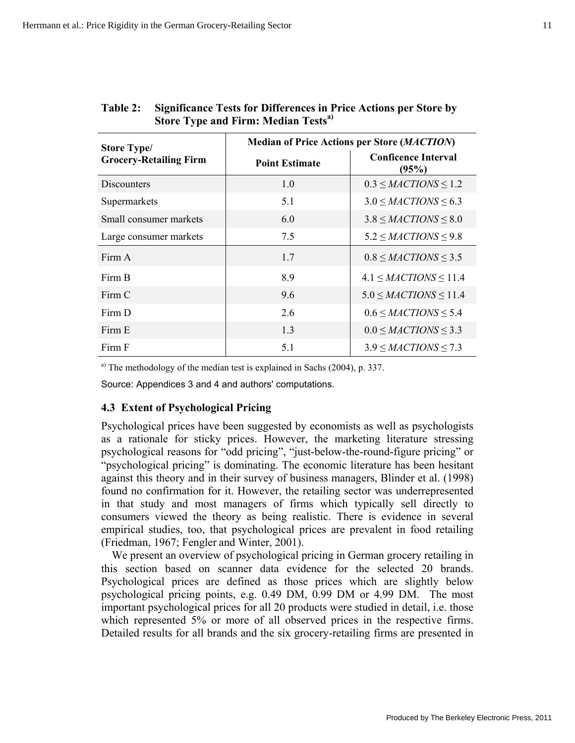**Table 2: Significance Tests for Differences in Price Actions per Store by Store Type and Firm: Median Tests[a)]**

| Store Type/ Grocery-Retailing Firm | Median of Price Actions per Store (*MACTION*) | |
|---|---|---|
| | Point Estimate | Conficence Interval (95%) |
| Discounters | 1.0 | $0.3 \leq MACTIONS \leq 1.2$ |
| Supermarkets | 5.1 | $3.0 \leq MACTIONS \leq 6.3$ |
| Small consumer markets | 6.0 | $3.8 \leq MACTIONS \leq 8.0$ |
| Large consumer markets | 7.5 | $5.2 \leq MACTIONS \leq 9.8$ |
| Firm A | 1.7 | $0.8 \leq MACTIONS \leq 3.5$ |
| Firm B | 8.9 | $4.1 \leq MACTIONS \leq 11.4$ |
| Firm C | 9.6 | $5.0 \leq MACTIONS \leq 11.4$ |
| Firm D | 2.6 | $0.6 \leq MACTIONS \leq 5.4$ |
| Firm E | 1.3 | $0.0 \leq MACTIONS \leq 3.3$ |
| Firm F | 5.1 | $3.9 \leq MACTIONS \leq 7.3$ |

[a)] The methodology of the median test is explained in Sachs (2004), p. 337.

Source: Appendices 3 and 4 and authors' computations.

### 4.3 Extent of Psychological Pricing

Psychological prices have been suggested by economists as well as psychologists as a rationale for sticky prices. However, the marketing literature stressing psychological reasons for "odd pricing", "just-below-the-round-figure pricing" or "psychological pricing" is dominating. The economic literature has been hesitant against this theory and in their survey of business managers, Blinder et al. (1998) found no confirmation for it. However, the retailing sector was underrepresented in that study and most managers of firms which typically sell directly to consumers viewed the theory as being realistic. There is evidence in several empirical studies, too, that psychological prices are prevalent in food retailing (Friedman, 1967; Fengler and Winter, 2001).

We present an overview of psychological pricing in German grocery retailing in this section based on scanner data evidence for the selected 20 brands. Psychological prices are defined as those prices which are slightly below psychological pricing points, e.g. 0.49 DM, 0.99 DM or 4.99 DM. The most important psychological prices for all 20 products were studied in detail, i.e. those which represented 5% or more of all observed prices in the respective firms. Detailed results for all brands and the six grocery-retailing firms are presented in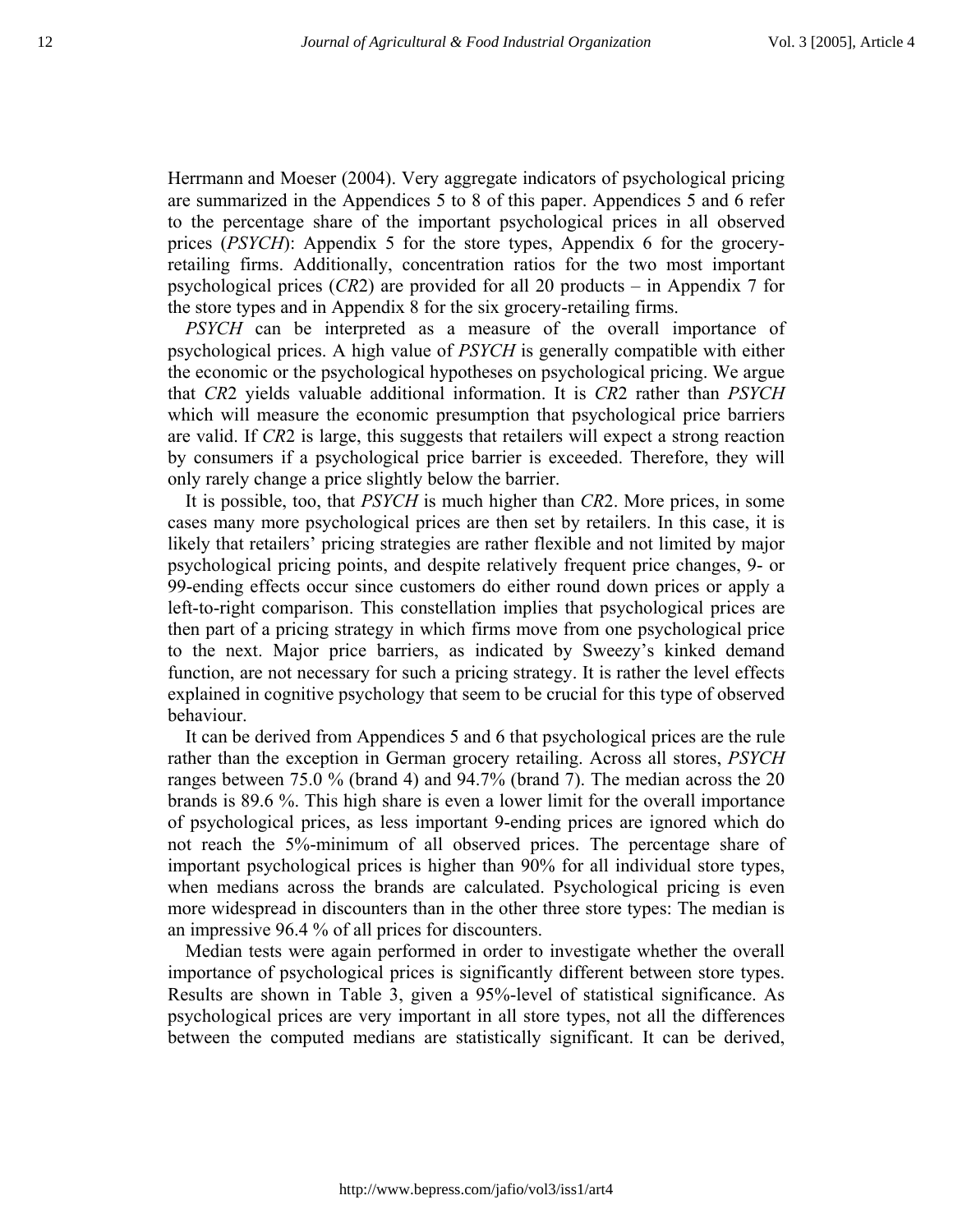Herrmann and Moeser (2004). Very aggregate indicators of psychological pricing are summarized in the Appendices 5 to 8 of this paper. Appendices 5 and 6 refer to the percentage share of the important psychological prices in all observed prices (*PSYCH*): Appendix 5 for the store types, Appendix 6 for the grocery-retailing firms. Additionally, concentration ratios for the two most important psychological prices (*CR*2) are provided for all 20 products – in Appendix 7 for the store types and in Appendix 8 for the six grocery-retailing firms.

*PSYCH* can be interpreted as a measure of the overall importance of psychological prices. A high value of *PSYCH* is generally compatible with either the economic or the psychological hypotheses on psychological pricing. We argue that *CR*2 yields valuable additional information. It is *CR*2 rather than *PSYCH* which will measure the economic presumption that psychological price barriers are valid. If *CR*2 is large, this suggests that retailers will expect a strong reaction by consumers if a psychological price barrier is exceeded. Therefore, they will only rarely change a price slightly below the barrier.

It is possible, too, that *PSYCH* is much higher than *CR*2. More prices, in some cases many more psychological prices are then set by retailers. In this case, it is likely that retailers' pricing strategies are rather flexible and not limited by major psychological pricing points, and despite relatively frequent price changes, 9- or 99-ending effects occur since customers do either round down prices or apply a left-to-right comparison. This constellation implies that psychological prices are then part of a pricing strategy in which firms move from one psychological price to the next. Major price barriers, as indicated by Sweezy's kinked demand function, are not necessary for such a pricing strategy. It is rather the level effects explained in cognitive psychology that seem to be crucial for this type of observed behaviour.

It can be derived from Appendices 5 and 6 that psychological prices are the rule rather than the exception in German grocery retailing. Across all stores, *PSYCH* ranges between 75.0 % (brand 4) and 94.7% (brand 7). The median across the 20 brands is 89.6 %. This high share is even a lower limit for the overall importance of psychological prices, as less important 9-ending prices are ignored which do not reach the 5%-minimum of all observed prices. The percentage share of important psychological prices is higher than 90% for all individual store types, when medians across the brands are calculated. Psychological pricing is even more widespread in discounters than in the other three store types: The median is an impressive 96.4 % of all prices for discounters.

Median tests were again performed in order to investigate whether the overall importance of psychological prices is significantly different between store types. Results are shown in Table 3, given a 95%-level of statistical significance. As psychological prices are very important in all store types, not all the differences between the computed medians are statistically significant. It can be derived,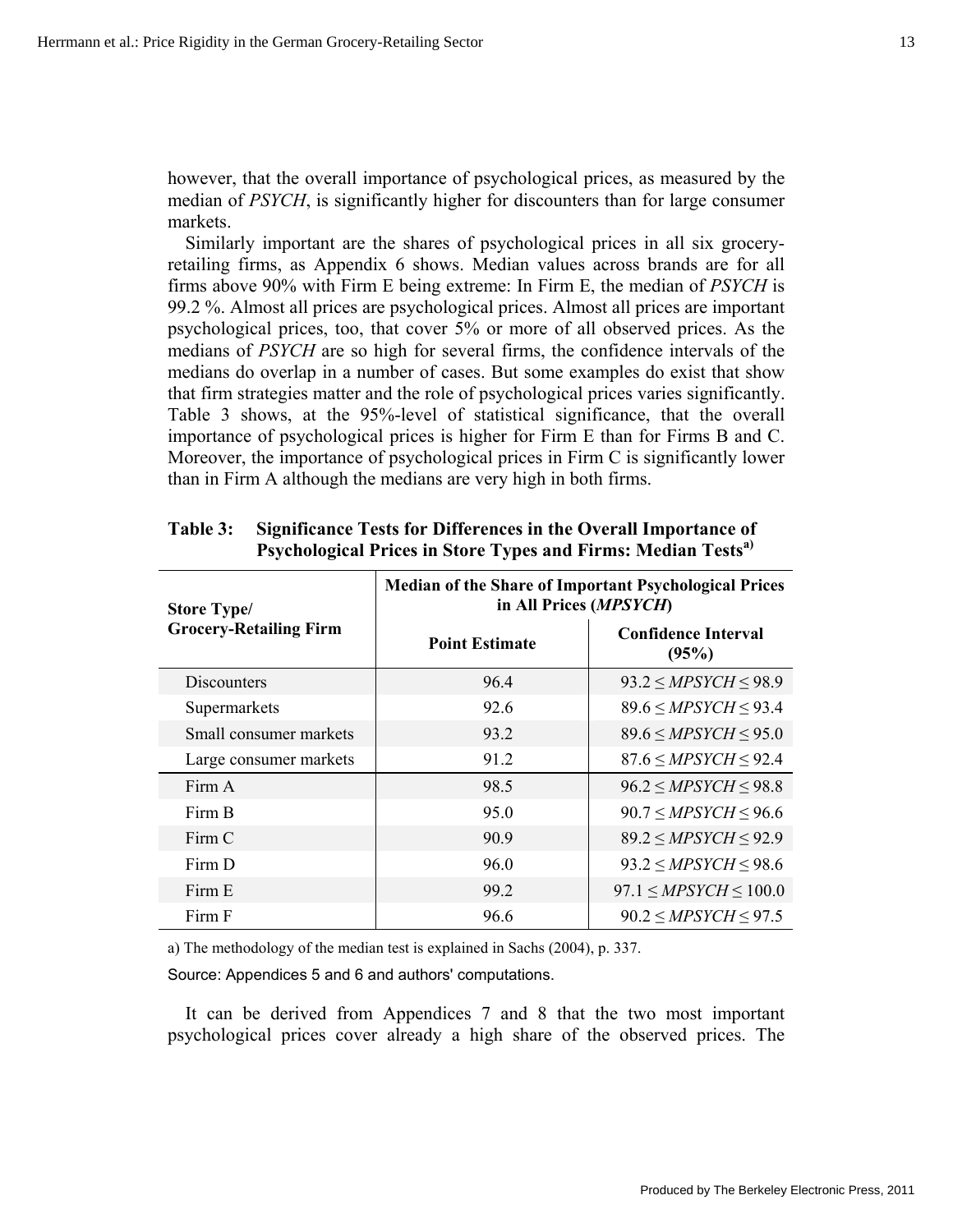however, that the overall importance of psychological prices, as measured by the median of *PSYCH*, is significantly higher for discounters than for large consumer markets.

Similarly important are the shares of psychological prices in all six grocery-retailing firms, as Appendix 6 shows. Median values across brands are for all firms above 90% with Firm E being extreme: In Firm E, the median of *PSYCH* is 99.2 %. Almost all prices are psychological prices. Almost all prices are important psychological prices, too, that cover 5% or more of all observed prices. As the medians of *PSYCH* are so high for several firms, the confidence intervals of the medians do overlap in a number of cases. But some examples do exist that show that firm strategies matter and the role of psychological prices varies significantly. Table 3 shows, at the 95%-level of statistical significance, that the overall importance of psychological prices is higher for Firm E than for Firms B and C. Moreover, the importance of psychological prices in Firm C is significantly lower than in Firm A although the medians are very high in both firms.

**Table 3: Significance Tests for Differences in the Overall Importance of Psychological Prices in Store Types and Firms: Median Tests[a)]**

| Store Type/ Grocery-Retailing Firm | Median of the Share of Important Psychological Prices in All Prices (*MPSYCH*) | |
|---|---|---|
| | Point Estimate | Confidence Interval (95%) |
| Discounters | 96.4 | $93.2 \leq MPSYCH \leq 98.9$ |
| Supermarkets | 92.6 | $89.6 \leq MPSYCH \leq 93.4$ |
| Small consumer markets | 93.2 | $89.6 \leq MPSYCH \leq 95.0$ |
| Large consumer markets | 91.2 | $87.6 \leq MPSYCH \leq 92.4$ |
| Firm A | 98.5 | $96.2 \leq MPSYCH \leq 98.8$ |
| Firm B | 95.0 | $90.7 \leq MPSYCH \leq 96.6$ |
| Firm C | 90.9 | $89.2 \leq MPSYCH \leq 92.9$ |
| Firm D | 96.0 | $93.2 \leq MPSYCH \leq 98.6$ |
| Firm E | 99.2 | $97.1 \leq MPSYCH \leq 100.0$ |
| Firm F | 96.6 | $90.2 \leq MPSYCH \leq 97.5$ |

a) The methodology of the median test is explained in Sachs (2004), p. 337.

Source: Appendices 5 and 6 and authors' computations.

It can be derived from Appendices 7 and 8 that the two most important psychological prices cover already a high share of the observed prices. The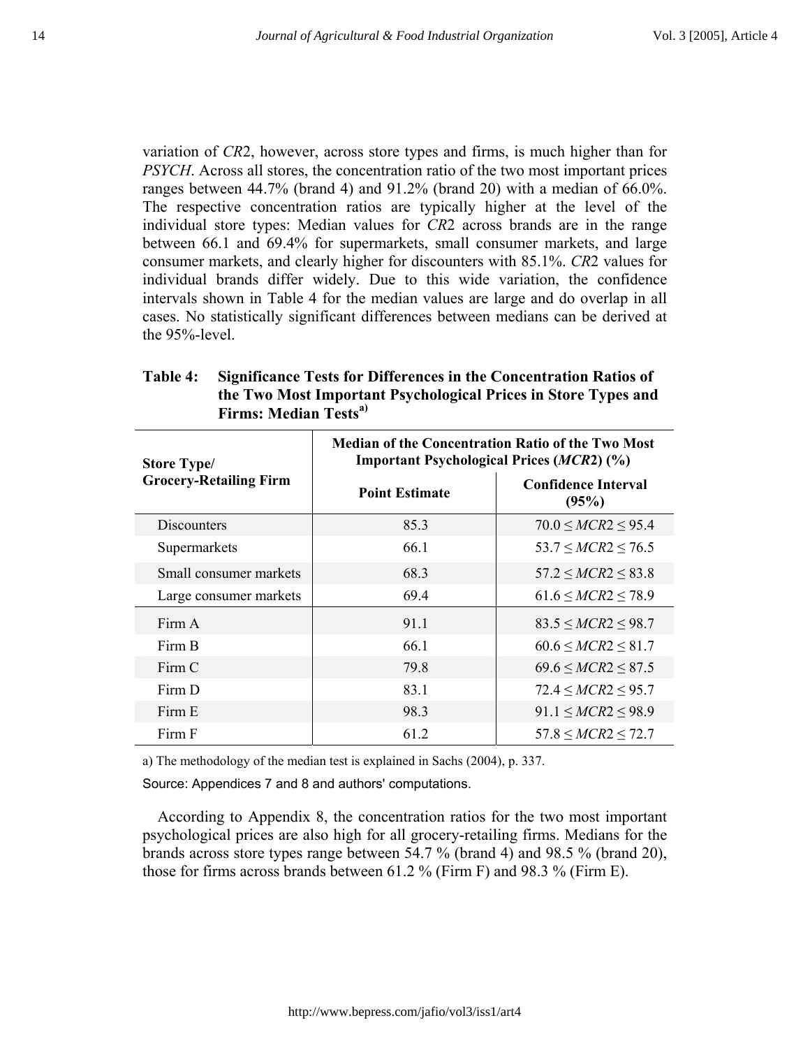variation of *CR*2, however, across store types and firms, is much higher than for *PSYCH*. Across all stores, the concentration ratio of the two most important prices ranges between 44.7% (brand 4) and 91.2% (brand 20) with a median of 66.0%. The respective concentration ratios are typically higher at the level of the individual store types: Median values for *CR*2 across brands are in the range between 66.1 and 69.4% for supermarkets, small consumer markets, and large consumer markets, and clearly higher for discounters with 85.1%. *CR*2 values for individual brands differ widely. Due to this wide variation, the confidence intervals shown in Table 4 for the median values are large and do overlap in all cases. No statistically significant differences between medians can be derived at the 95%-level.

**Table 4: Significance Tests for Differences in the Concentration Ratios of the Two Most Important Psychological Prices in Store Types and Firms: Median Tests[a)]**

| Store Type/ Grocery-Retailing Firm | Median of the Concentration Ratio of the Two Most Important Psychological Prices (*MCR*2) (%) | |
|---|---|---|
| | Point Estimate | Confidence Interval (95%) |
| Discounters | 85.3 | $70.0 \leq MCR2 \leq 95.4$ |
| Supermarkets | 66.1 | $53.7 \leq MCR2 \leq 76.5$ |
| Small consumer markets | 68.3 | $57.2 \leq MCR2 \leq 83.8$ |
| Large consumer markets | 69.4 | $61.6 \leq MCR2 \leq 78.9$ |
| Firm A | 91.1 | $83.5 \leq MCR2 \leq 98.7$ |
| Firm B | 66.1 | $60.6 \leq MCR2 \leq 81.7$ |
| Firm C | 79.8 | $69.6 \leq MCR2 \leq 87.5$ |
| Firm D | 83.1 | $72.4 \leq MCR2 \leq 95.7$ |
| Firm E | 98.3 | $91.1 \leq MCR2 \leq 98.9$ |
| Firm F | 61.2 | $57.8 \leq MCR2 \leq 72.7$ |

a) The methodology of the median test is explained in Sachs (2004), p. 337.

Source: Appendices 7 and 8 and authors' computations.

According to Appendix 8, the concentration ratios for the two most important psychological prices are also high for all grocery-retailing firms. Medians for the brands across store types range between 54.7 % (brand 4) and 98.5 % (brand 20), those for firms across brands between 61.2 % (Firm F) and 98.3 % (Firm E).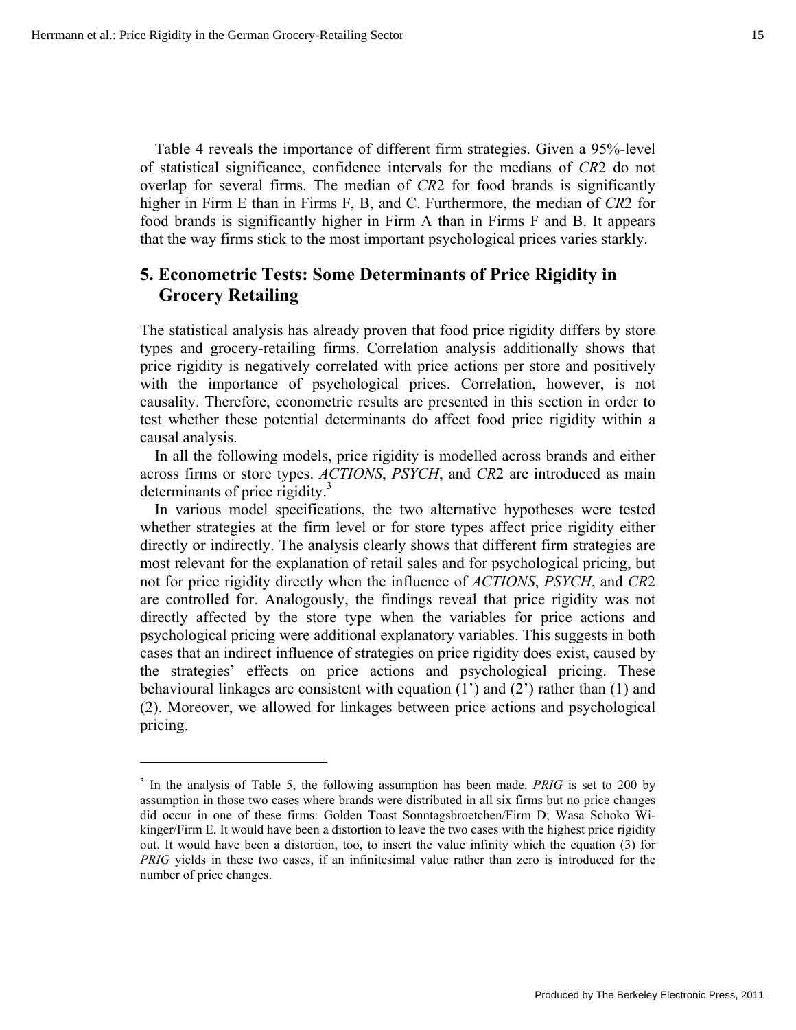Table 4 reveals the importance of different firm strategies. Given a 95%-level of statistical significance, confidence intervals for the medians of *CR*2 do not overlap for several firms. The median of *CR*2 for food brands is significantly higher in Firm E than in Firms F, B, and C. Furthermore, the median of *CR*2 for food brands is significantly higher in Firm A than in Firms F and B. It appears that the way firms stick to the most important psychological prices varies starkly.

## 5. Econometric Tests: Some Determinants of Price Rigidity in Grocery Retailing

The statistical analysis has already proven that food price rigidity differs by store types and grocery-retailing firms. Correlation analysis additionally shows that price rigidity is negatively correlated with price actions per store and positively with the importance of psychological prices. Correlation, however, is not causality. Therefore, econometric results are presented in this section in order to test whether these potential determinants do affect food price rigidity within a causal analysis.

In all the following models, price rigidity is modelled across brands and either across firms or store types. *ACTIONS*, *PSYCH*, and *CR*2 are introduced as main determinants of price rigidity.[3]

In various model specifications, the two alternative hypotheses were tested whether strategies at the firm level or for store types affect price rigidity either directly or indirectly. The analysis clearly shows that different firm strategies are most relevant for the explanation of retail sales and for psychological pricing, but not for price rigidity directly when the influence of *ACTIONS*, *PSYCH*, and *CR*2 are controlled for. Analogously, the findings reveal that price rigidity was not directly affected by the store type when the variables for price actions and psychological pricing were additional explanatory variables. This suggests in both cases that an indirect influence of strategies on price rigidity does exist, caused by the strategies' effects on price actions and psychological pricing. These behavioural linkages are consistent with equation (1') and (2') rather than (1) and (2). Moreover, we allowed for linkages between price actions and psychological pricing.

---

[3] In the analysis of Table 5, the following assumption has been made. *PRIG* is set to 200 by assumption in those two cases where brands were distributed in all six firms but no price changes did occur in one of these firms: Golden Toast Sonntagsbroetchen/Firm D; Wasa Schoko Wikinger/Firm E. It would have been a distortion to leave the two cases with the highest price rigidity out. It would have been a distortion, too, to insert the value infinity which the equation (3) for *PRIG* yields in these two cases, if an infinitesimal value rather than zero is introduced for the number of price changes.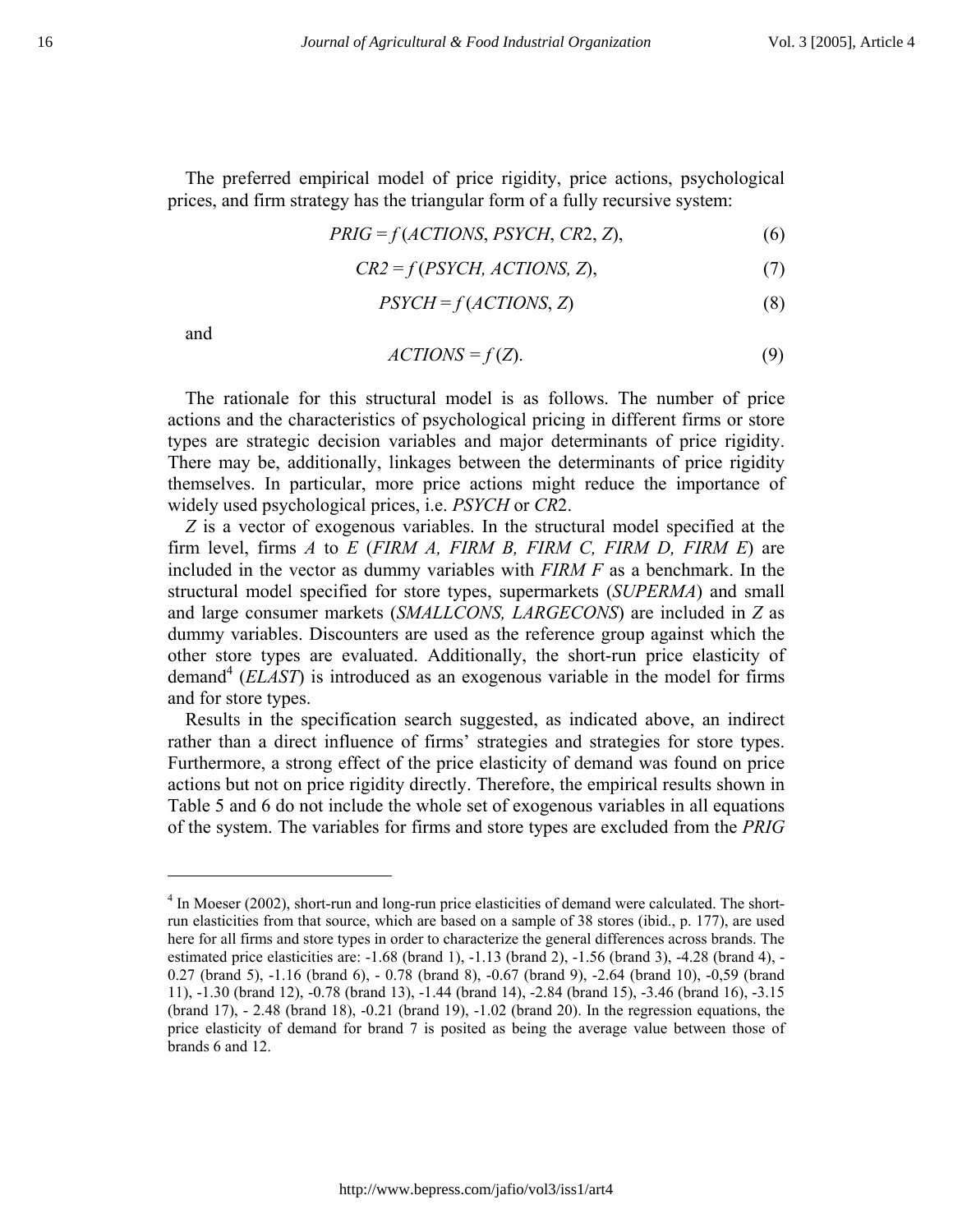The preferred empirical model of price rigidity, price actions, psychological prices, and firm strategy has the triangular form of a fully recursive system:

$$PRIG = f\,(ACTIONS, PSYCH, CR2, Z), \tag{6}$$

$$CR2 = f\,(PSYCH, ACTIONS, Z), \tag{7}$$

$$PSYCH = f\,(ACTIONS, Z) \tag{8}$$

and

$$ACTIONS = f\,(Z). \tag{9}$$

The rationale for this structural model is as follows. The number of price actions and the characteristics of psychological pricing in different firms or store types are strategic decision variables and major determinants of price rigidity. There may be, additionally, linkages between the determinants of price rigidity themselves. In particular, more price actions might reduce the importance of widely used psychological prices, i.e. *PSYCH* or *CR*2.

*Z* is a vector of exogenous variables. In the structural model specified at the firm level, firms *A* to *E* (*FIRM A, FIRM B, FIRM C, FIRM D, FIRM E*) are included in the vector as dummy variables with *FIRM F* as a benchmark. In the structural model specified for store types, supermarkets (*SUPERMA*) and small and large consumer markets (*SMALLCONS, LARGECONS*) are included in *Z* as dummy variables. Discounters are used as the reference group against which the other store types are evaluated. Additionally, the short-run price elasticity of demand[4] (*ELAST*) is introduced as an exogenous variable in the model for firms and for store types.

Results in the specification search suggested, as indicated above, an indirect rather than a direct influence of firms' strategies and strategies for store types. Furthermore, a strong effect of the price elasticity of demand was found on price actions but not on price rigidity directly. Therefore, the empirical results shown in Table 5 and 6 do not include the whole set of exogenous variables in all equations of the system. The variables for firms and store types are excluded from the *PRIG*

---

[4] In Moeser (2002), short-run and long-run price elasticities of demand were calculated. The short-run elasticities from that source, which are based on a sample of 38 stores (ibid., p. 177), are used here for all firms and store types in order to characterize the general differences across brands. The estimated price elasticities are: -1.68 (brand 1), -1.13 (brand 2), -1.56 (brand 3), -4.28 (brand 4), -0.27 (brand 5), -1.16 (brand 6), - 0.78 (brand 8), -0.67 (brand 9), -2.64 (brand 10), -0,59 (brand 11), -1.30 (brand 12), -0.78 (brand 13), -1.44 (brand 14), -2.84 (brand 15), -3.46 (brand 16), -3.15 (brand 17), - 2.48 (brand 18), -0.21 (brand 19), -1.02 (brand 20). In the regression equations, the price elasticity of demand for brand 7 is posited as being the average value between those of brands 6 and 12.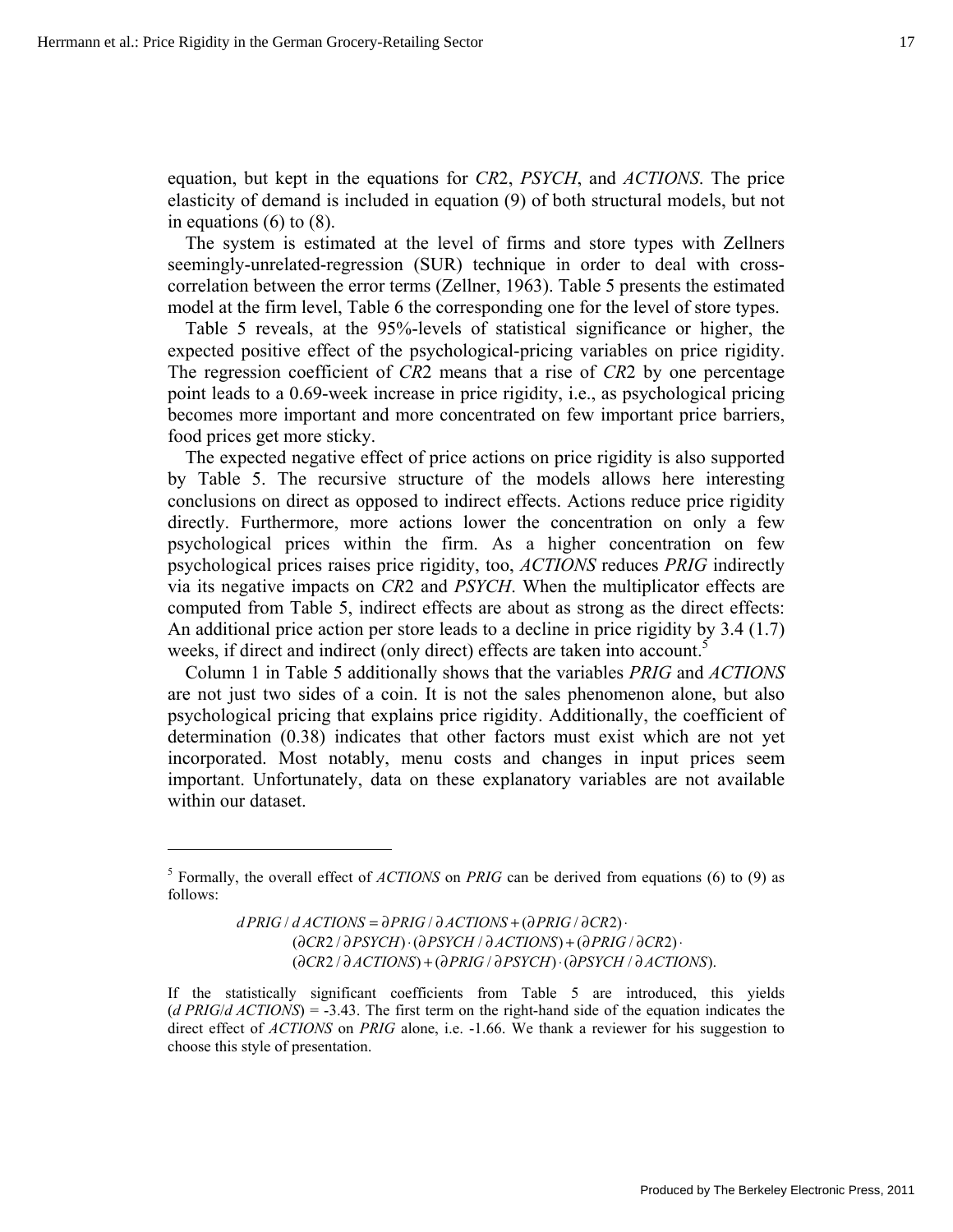equation, but kept in the equations for *CR*2, *PSYCH*, and *ACTIONS*. The price elasticity of demand is included in equation (9) of both structural models, but not in equations (6) to (8).

The system is estimated at the level of firms and store types with Zellners seemingly-unrelated-regression (SUR) technique in order to deal with cross-correlation between the error terms (Zellner, 1963). Table 5 presents the estimated model at the firm level, Table 6 the corresponding one for the level of store types.

Table 5 reveals, at the 95%-levels of statistical significance or higher, the expected positive effect of the psychological-pricing variables on price rigidity. The regression coefficient of *CR*2 means that a rise of *CR*2 by one percentage point leads to a 0.69-week increase in price rigidity, i.e., as psychological pricing becomes more important and more concentrated on few important price barriers, food prices get more sticky.

The expected negative effect of price actions on price rigidity is also supported by Table 5. The recursive structure of the models allows here interesting conclusions on direct as opposed to indirect effects. Actions reduce price rigidity directly. Furthermore, more actions lower the concentration on only a few psychological prices within the firm. As a higher concentration on few psychological prices raises price rigidity, too, *ACTIONS* reduces *PRIG* indirectly via its negative impacts on *CR*2 and *PSYCH*. When the multiplicator effects are computed from Table 5, indirect effects are about as strong as the direct effects: An additional price action per store leads to a decline in price rigidity by 3.4 (1.7) weeks, if direct and indirect (only direct) effects are taken into account.[5]

Column 1 in Table 5 additionally shows that the variables *PRIG* and *ACTIONS* are not just two sides of a coin. It is not the sales phenomenon alone, but also psychological pricing that explains price rigidity. Additionally, the coefficient of determination (0.38) indicates that other factors must exist which are not yet incorporated. Most notably, menu costs and changes in input prices seem important. Unfortunately, data on these explanatory variables are not available within our dataset.

---

[5] Formally, the overall effect of *ACTIONS* on *PRIG* can be derived from equations (6) to (9) as follows:

$$\begin{aligned} d\,PRIG / d\,ACTIONS = &\ \partial PRIG / \partial ACTIONS + (\partial PRIG / \partial CR2) \cdot \\ &(\partial CR2 / \partial PSYCH) \cdot (\partial PSYCH / \partial ACTIONS) + (\partial PRIG / \partial CR2) \cdot \\ &(\partial CR2 / \partial ACTIONS) + (\partial PRIG / \partial PSYCH) \cdot (\partial PSYCH / \partial ACTIONS). \end{aligned}$$

If the statistically significant coefficients from Table 5 are introduced, this yields ($d\,PRIG/d\,ACTIONS$) = -3.43. The first term on the right-hand side of the equation indicates the direct effect of *ACTIONS* on *PRIG* alone, i.e. -1.66. We thank a reviewer for his suggestion to choose this style of presentation.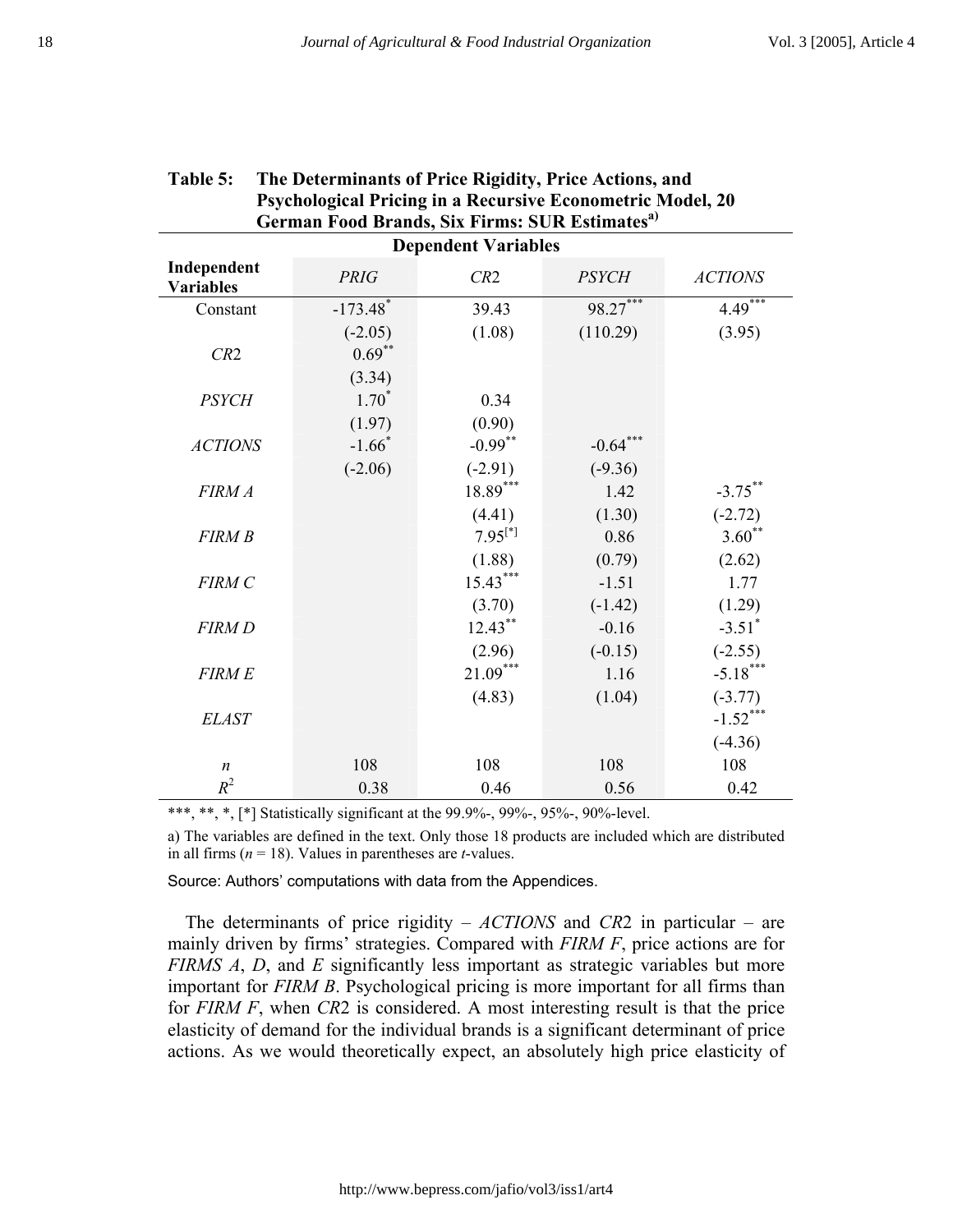**Table 5: The Determinants of Price Rigidity, Price Actions, and Psychological Pricing in a Recursive Econometric Model, 20 German Food Brands, Six Firms: SUR Estimates[a)]**

| Independent Variables | Dependent Variables | | | |
|---|---|---|---|---|
| | *PRIG* | *CR*2 | *PSYCH* | *ACTIONS* |
| Constant | -173.48* | 39.43 | 98.27*** | 4.49*** |
| | (-2.05) | (1.08) | (110.29) | (3.95) |
| *CR*2 | 0.69** | | | |
| | (3.34) | | | |
| *PSYCH* | 1.70* | 0.34 | | |
| | (1.97) | (0.90) | | |
| *ACTIONS* | -1.66* | -0.99** | -0.64*** | |
| | (-2.06) | (-2.91) | (-9.36) | |
| *FIRM A* | | 18.89*** | 1.42 | -3.75** |
| | | (4.41) | (1.30) | (-2.72) |
| *FIRM B* | | 7.95[*] | 0.86 | 3.60** |
| | | (1.88) | (0.79) | (2.62) |
| *FIRM C* | | 15.43*** | -1.51 | 1.77 |
| | | (3.70) | (-1.42) | (1.29) |
| *FIRM D* | | 12.43** | -0.16 | -3.51* |
| | | (2.96) | (-0.15) | (-2.55) |
| *FIRM E* | | 21.09*** | 1.16 | -5.18*** |
| | | (4.83) | (1.04) | (-3.77) |
| *ELAST* | | | | -1.52*** |
| | | | | (-4.36) |
| *n* | 108 | 108 | 108 | 108 |
| $R^2$ | 0.38 | 0.46 | 0.56 | 0.42 |

***, **, *, [*] Statistically significant at the 99.9%-, 99%-, 95%-, 90%-level.

a) The variables are defined in the text. Only those 18 products are included which are distributed in all firms ($n$ = 18). Values in parentheses are *t*-values.

Source: Authors' computations with data from the Appendices.

The determinants of price rigidity – *ACTIONS* and *CR*2 in particular – are mainly driven by firms' strategies. Compared with *FIRM F*, price actions are for *FIRMS A*, *D*, and *E* significantly less important as strategic variables but more important for *FIRM B*. Psychological pricing is more important for all firms than for *FIRM F*, when *CR*2 is considered. A most interesting result is that the price elasticity of demand for the individual brands is a significant determinant of price actions. As we would theoretically expect, an absolutely high price elasticity of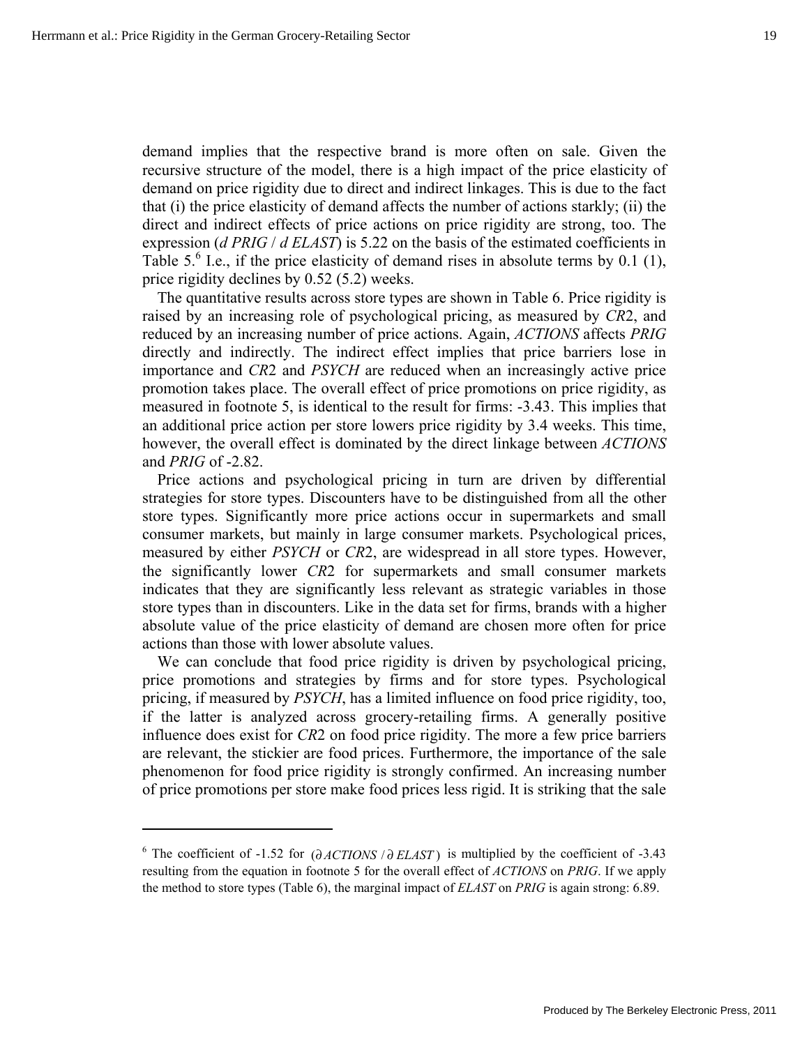demand implies that the respective brand is more often on sale. Given the recursive structure of the model, there is a high impact of the price elasticity of demand on price rigidity due to direct and indirect linkages. This is due to the fact that (i) the price elasticity of demand affects the number of actions starkly; (ii) the direct and indirect effects of price actions on price rigidity are strong, too. The expression (*d PRIG* / *d ELAST*) is 5.22 on the basis of the estimated coefficients in Table 5.[6] I.e., if the price elasticity of demand rises in absolute terms by 0.1 (1), price rigidity declines by 0.52 (5.2) weeks.

The quantitative results across store types are shown in Table 6. Price rigidity is raised by an increasing role of psychological pricing, as measured by *CR*2, and reduced by an increasing number of price actions. Again, *ACTIONS* affects *PRIG* directly and indirectly. The indirect effect implies that price barriers lose in importance and *CR*2 and *PSYCH* are reduced when an increasingly active price promotion takes place. The overall effect of price promotions on price rigidity, as measured in footnote 5, is identical to the result for firms: -3.43. This implies that an additional price action per store lowers price rigidity by 3.4 weeks. This time, however, the overall effect is dominated by the direct linkage between *ACTIONS* and *PRIG* of -2.82.

Price actions and psychological pricing in turn are driven by differential strategies for store types. Discounters have to be distinguished from all the other store types. Significantly more price actions occur in supermarkets and small consumer markets, but mainly in large consumer markets. Psychological prices, measured by either *PSYCH* or *CR*2, are widespread in all store types. However, the significantly lower *CR*2 for supermarkets and small consumer markets indicates that they are significantly less relevant as strategic variables in those store types than in discounters. Like in the data set for firms, brands with a higher absolute value of the price elasticity of demand are chosen more often for price actions than those with lower absolute values.

We can conclude that food price rigidity is driven by psychological pricing, price promotions and strategies by firms and for store types. Psychological pricing, if measured by *PSYCH*, has a limited influence on food price rigidity, too, if the latter is analyzed across grocery-retailing firms. A generally positive influence does exist for *CR*2 on food price rigidity. The more a few price barriers are relevant, the stickier are food prices. Furthermore, the importance of the sale phenomenon for food price rigidity is strongly confirmed. An increasing number of price promotions per store make food prices less rigid. It is striking that the sale

---

[6] The coefficient of -1.52 for $(\partial ACTIONS / \partial ELAST)$ is multiplied by the coefficient of -3.43 resulting from the equation in footnote 5 for the overall effect of *ACTIONS* on *PRIG*. If we apply the method to store types (Table 6), the marginal impact of *ELAST* on *PRIG* is again strong: 6.89.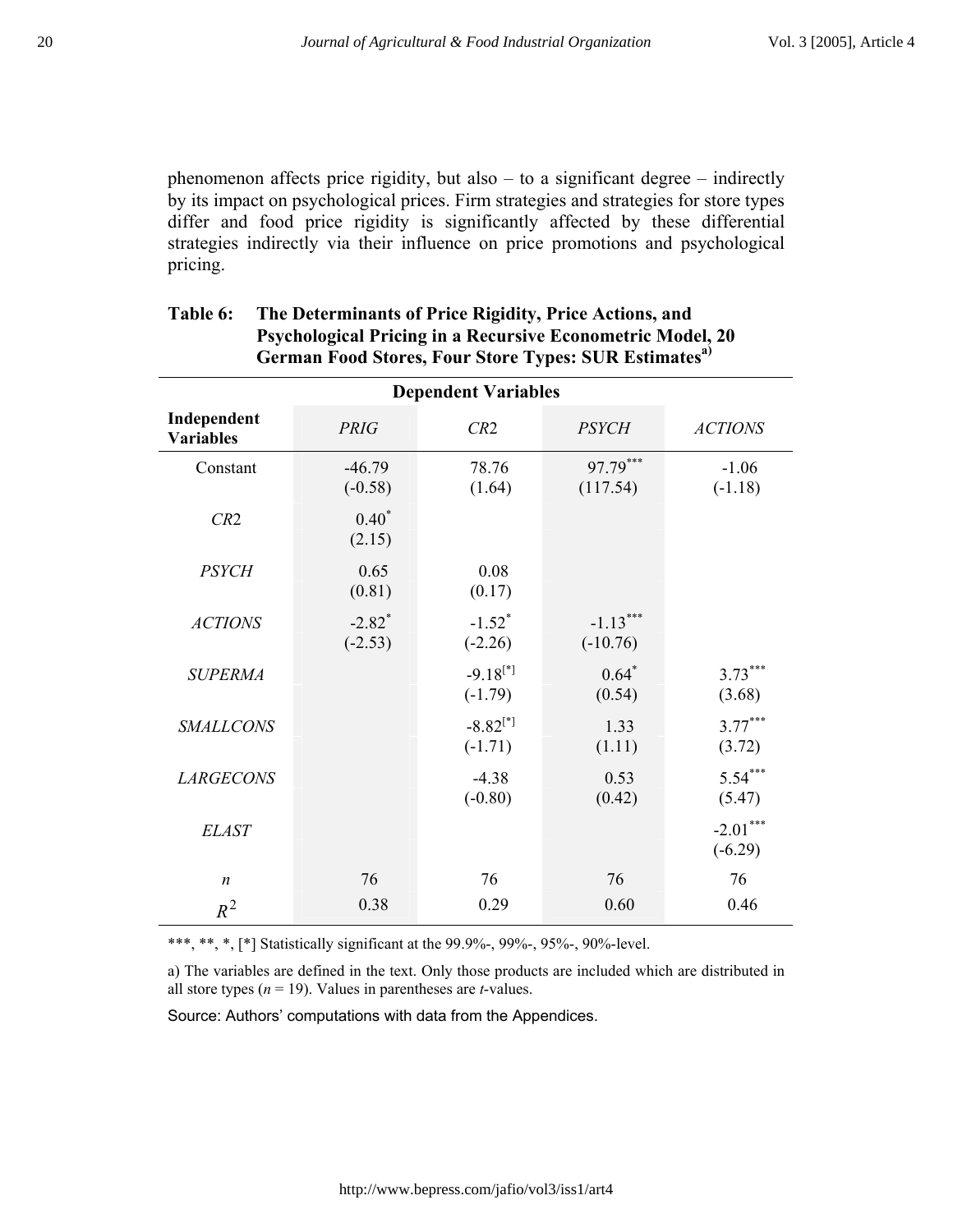phenomenon affects price rigidity, but also – to a significant degree – indirectly by its impact on psychological prices. Firm strategies and strategies for store types differ and food price rigidity is significantly affected by these differential strategies indirectly via their influence on price promotions and psychological pricing.

**Table 6: The Determinants of Price Rigidity, Price Actions, and Psychological Pricing in a Recursive Econometric Model, 20 German Food Stores, Four Store Types: SUR Estimates[a)]**

| | Dependent Variables | | | |
|---|---|---|---|---|
| **Independent Variables** | *PRIG* | *CR*2 | *PSYCH* | *ACTIONS* |
| Constant | -46.79 (-0.58) | 78.76 (1.64) | 97.79*** (117.54) | -1.06 (-1.18) |
| *CR*2 | 0.40* (2.15) | | | |
| *PSYCH* | 0.65 (0.81) | 0.08 (0.17) | | |
| *ACTIONS* | -2.82* (-2.53) | -1.52* (-2.26) | -1.13*** (-10.76) | |
| *SUPERMA* | | -9.18[*] (-1.79) | 0.64* (0.54) | 3.73*** (3.68) |
| *SMALLCONS* | | -8.82[*] (-1.71) | 1.33 (1.11) | 3.77*** (3.72) |
| *LARGECONS* | | -4.38 (-0.80) | 0.53 (0.42) | 5.54*** (5.47) |
| *ELAST* | | | | -2.01*** (-6.29) |
| *n* | 76 | 76 | 76 | 76 |
| $R^2$ | 0.38 | 0.29 | 0.60 | 0.46 |

***, **, *, [*] Statistically significant at the 99.9%-, 99%-, 95%-, 90%-level.

a) The variables are defined in the text. Only those products are included which are distributed in all store types ($n$ = 19). Values in parentheses are *t*-values.

Source: Authors' computations with data from the Appendices.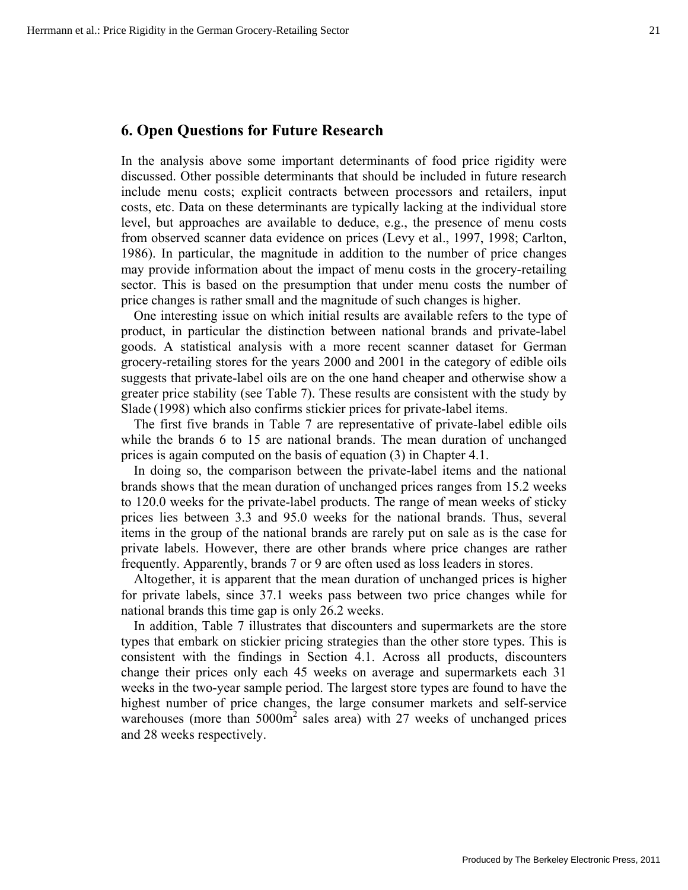## 6. Open Questions for Future Research

In the analysis above some important determinants of food price rigidity were discussed. Other possible determinants that should be included in future research include menu costs; explicit contracts between processors and retailers, input costs, etc. Data on these determinants are typically lacking at the individual store level, but approaches are available to deduce, e.g., the presence of menu costs from observed scanner data evidence on prices (Levy et al., 1997, 1998; Carlton, 1986). In particular, the magnitude in addition to the number of price changes may provide information about the impact of menu costs in the grocery-retailing sector. This is based on the presumption that under menu costs the number of price changes is rather small and the magnitude of such changes is higher.

One interesting issue on which initial results are available refers to the type of product, in particular the distinction between national brands and private-label goods. A statistical analysis with a more recent scanner dataset for German grocery-retailing stores for the years 2000 and 2001 in the category of edible oils suggests that private-label oils are on the one hand cheaper and otherwise show a greater price stability (see Table 7). These results are consistent with the study by Slade (1998) which also confirms stickier prices for private-label items.

The first five brands in Table 7 are representative of private-label edible oils while the brands 6 to 15 are national brands. The mean duration of unchanged prices is again computed on the basis of equation (3) in Chapter 4.1.

In doing so, the comparison between the private-label items and the national brands shows that the mean duration of unchanged prices ranges from 15.2 weeks to 120.0 weeks for the private-label products. The range of mean weeks of sticky prices lies between 3.3 and 95.0 weeks for the national brands. Thus, several items in the group of the national brands are rarely put on sale as is the case for private labels. However, there are other brands where price changes are rather frequently. Apparently, brands 7 or 9 are often used as loss leaders in stores.

Altogether, it is apparent that the mean duration of unchanged prices is higher for private labels, since 37.1 weeks pass between two price changes while for national brands this time gap is only 26.2 weeks.

In addition, Table 7 illustrates that discounters and supermarkets are the store types that embark on stickier pricing strategies than the other store types. This is consistent with the findings in Section 4.1. Across all products, discounters change their prices only each 45 weeks on average and supermarkets each 31 weeks in the two-year sample period. The largest store types are found to have the highest number of price changes, the large consumer markets and self-service warehouses (more than 5000m$^2$ sales area) with 27 weeks of unchanged prices and 28 weeks respectively.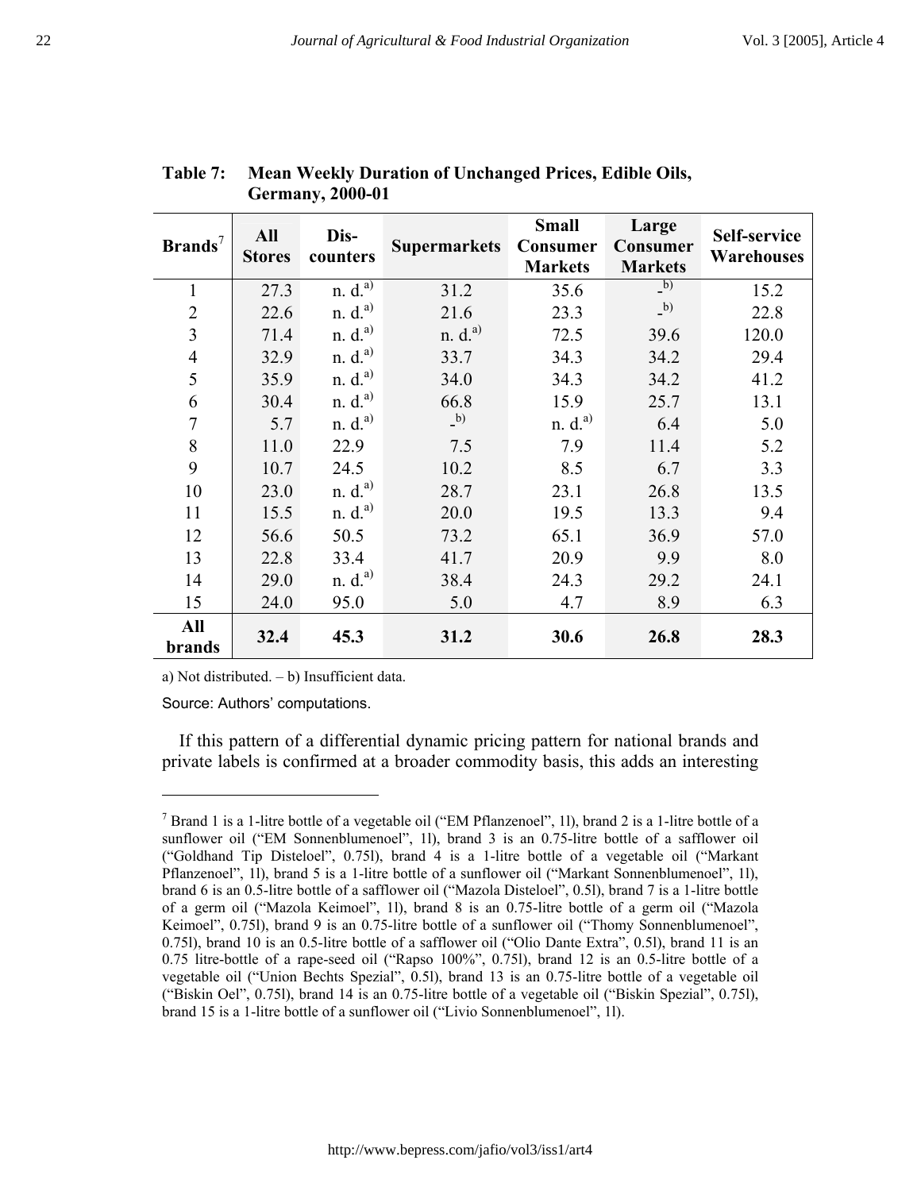**Table 7: Mean Weekly Duration of Unchanged Prices, Edible Oils, Germany, 2000-01**

| Brands[7] | All Stores | Dis-counters | Supermarkets | Small Consumer Markets | Large Consumer Markets | Self-service Warehouses |
|---|---|---|---|---|---|---|
| 1 | 27.3 | n. d.[a)] | 31.2 | 35.6 | -[b)] | 15.2 |
| 2 | 22.6 | n. d.[a)] | 21.6 | 23.3 | -[b)] | 22.8 |
| 3 | 71.4 | n. d.[a)] | n. d.[a)] | 72.5 | 39.6 | 120.0 |
| 4 | 32.9 | n. d.[a)] | 33.7 | 34.3 | 34.2 | 29.4 |
| 5 | 35.9 | n. d.[a)] | 34.0 | 34.3 | 34.2 | 41.2 |
| 6 | 30.4 | n. d.[a)] | 66.8 | 15.9 | 25.7 | 13.1 |
| 7 | 5.7 | n. d.[a)] | -[b)] | n. d.[a)] | 6.4 | 5.0 |
| 8 | 11.0 | 22.9 | 7.5 | 7.9 | 11.4 | 5.2 |
| 9 | 10.7 | 24.5 | 10.2 | 8.5 | 6.7 | 3.3 |
| 10 | 23.0 | n. d.[a)] | 28.7 | 23.1 | 26.8 | 13.5 |
| 11 | 15.5 | n. d.[a)] | 20.0 | 19.5 | 13.3 | 9.4 |
| 12 | 56.6 | 50.5 | 73.2 | 65.1 | 36.9 | 57.0 |
| 13 | 22.8 | 33.4 | 41.7 | 20.9 | 9.9 | 8.0 |
| 14 | 29.0 | n. d.[a)] | 38.4 | 24.3 | 29.2 | 24.1 |
| 15 | 24.0 | 95.0 | 5.0 | 4.7 | 8.9 | 6.3 |
| **All brands** | **32.4** | **45.3** | **31.2** | **30.6** | **26.8** | **28.3** |

a) Not distributed. – b) Insufficient data.

Source: Authors' computations.

If this pattern of a differential dynamic pricing pattern for national brands and private labels is confirmed at a broader commodity basis, this adds an interesting

[7] Brand 1 is a 1-litre bottle of a vegetable oil ("EM Pflanzenoel", 1l), brand 2 is a 1-litre bottle of a sunflower oil ("EM Sonnenblumenoel", 1l), brand 3 is an 0.75-litre bottle of a safflower oil ("Goldhand Tip Disteloel", 0.75l), brand 4 is a 1-litre bottle of a vegetable oil ("Markant Pflanzenoel", 1l), brand 5 is a 1-litre bottle of a sunflower oil ("Markant Sonnenblumenoel", 1l), brand 6 is an 0.5-litre bottle of a safflower oil ("Mazola Disteloel", 0.5l), brand 7 is a 1-litre bottle of a germ oil ("Mazola Keimoel", 1l), brand 8 is an 0.75-litre bottle of a germ oil ("Mazola Keimoel", 0.75l), brand 9 is an 0.75-litre bottle of a sunflower oil ("Thomy Sonnenblumenoel", 0.75l), brand 10 is an 0.5-litre bottle of a safflower oil ("Olio Dante Extra", 0.5l), brand 11 is an 0.75 litre-bottle of a rape-seed oil ("Rapso 100%", 0.75l), brand 12 is an 0.5-litre bottle of a vegetable oil ("Union Bechts Spezial", 0.5l), brand 13 is an 0.75-litre bottle of a vegetable oil ("Biskin Oel", 0.75l), brand 14 is an 0.75-litre bottle of a vegetable oil ("Biskin Spezial", 0.75l), brand 15 is a 1-litre bottle of a sunflower oil ("Livio Sonnenblumenoel", 1l).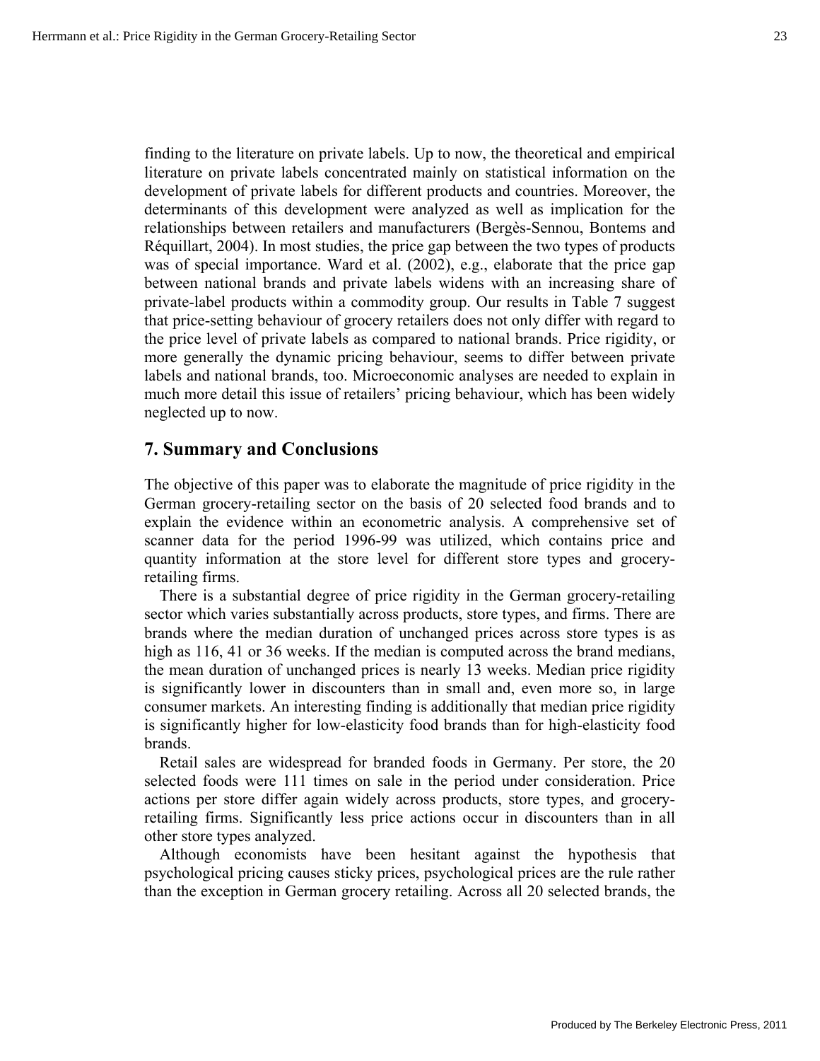finding to the literature on private labels. Up to now, the theoretical and empirical literature on private labels concentrated mainly on statistical information on the development of private labels for different products and countries. Moreover, the determinants of this development were analyzed as well as implication for the relationships between retailers and manufacturers (Bergès-Sennou, Bontems and Réquillart, 2004). In most studies, the price gap between the two types of products was of special importance. Ward et al. (2002), e.g., elaborate that the price gap between national brands and private labels widens with an increasing share of private-label products within a commodity group. Our results in Table 7 suggest that price-setting behaviour of grocery retailers does not only differ with regard to the price level of private labels as compared to national brands. Price rigidity, or more generally the dynamic pricing behaviour, seems to differ between private labels and national brands, too. Microeconomic analyses are needed to explain in much more detail this issue of retailers' pricing behaviour, which has been widely neglected up to now.

## 7. Summary and Conclusions

The objective of this paper was to elaborate the magnitude of price rigidity in the German grocery-retailing sector on the basis of 20 selected food brands and to explain the evidence within an econometric analysis. A comprehensive set of scanner data for the period 1996-99 was utilized, which contains price and quantity information at the store level for different store types and grocery-retailing firms.

There is a substantial degree of price rigidity in the German grocery-retailing sector which varies substantially across products, store types, and firms. There are brands where the median duration of unchanged prices across store types is as high as 116, 41 or 36 weeks. If the median is computed across the brand medians, the mean duration of unchanged prices is nearly 13 weeks. Median price rigidity is significantly lower in discounters than in small and, even more so, in large consumer markets. An interesting finding is additionally that median price rigidity is significantly higher for low-elasticity food brands than for high-elasticity food brands.

Retail sales are widespread for branded foods in Germany. Per store, the 20 selected foods were 111 times on sale in the period under consideration. Price actions per store differ again widely across products, store types, and grocery-retailing firms. Significantly less price actions occur in discounters than in all other store types analyzed.

Although economists have been hesitant against the hypothesis that psychological pricing causes sticky prices, psychological prices are the rule rather than the exception in German grocery retailing. Across all 20 selected brands, the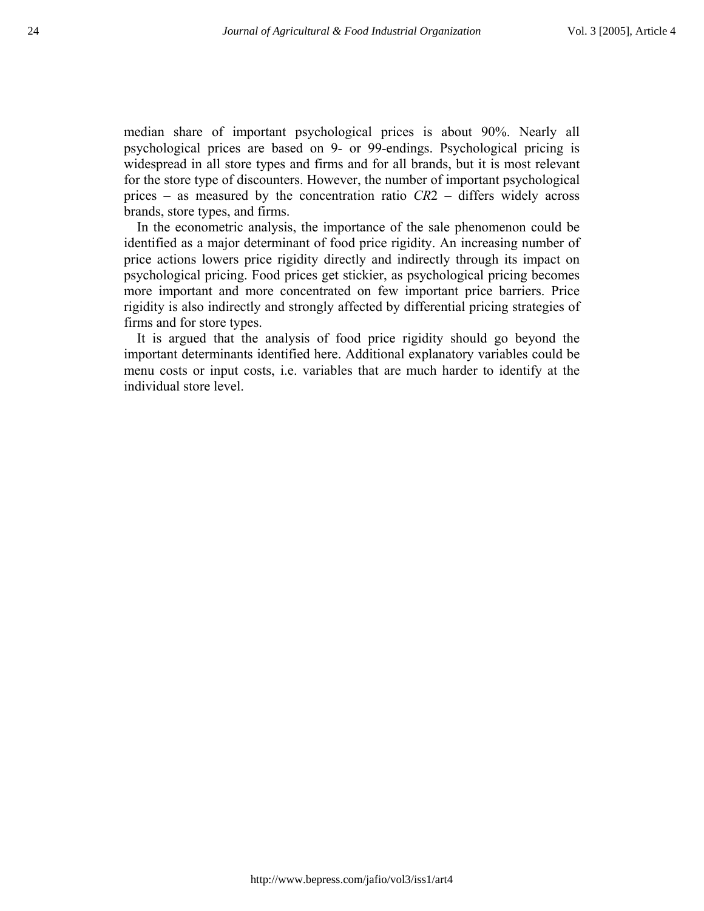median share of important psychological prices is about 90%. Nearly all psychological prices are based on 9- or 99-endings. Psychological pricing is widespread in all store types and firms and for all brands, but it is most relevant for the store type of discounters. However, the number of important psychological prices – as measured by the concentration ratio *CR*2 – differs widely across brands, store types, and firms.

In the econometric analysis, the importance of the sale phenomenon could be identified as a major determinant of food price rigidity. An increasing number of price actions lowers price rigidity directly and indirectly through its impact on psychological pricing. Food prices get stickier, as psychological pricing becomes more important and more concentrated on few important price barriers. Price rigidity is also indirectly and strongly affected by differential pricing strategies of firms and for store types.

It is argued that the analysis of food price rigidity should go beyond the important determinants identified here. Additional explanatory variables could be menu costs or input costs, i.e. variables that are much harder to identify at the individual store level.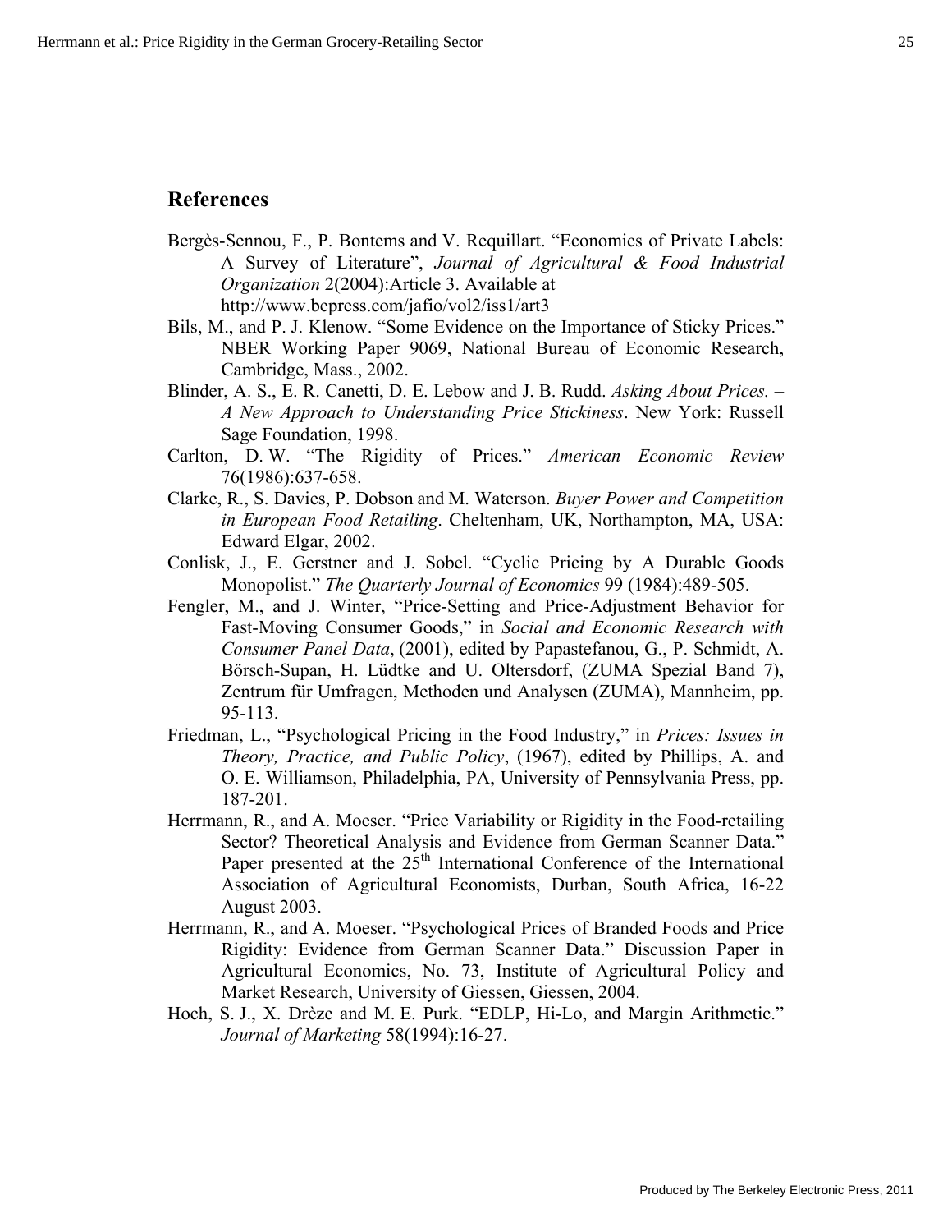## References

Bergès-Sennou, F., P. Bontems and V. Requillart. "Economics of Private Labels: A Survey of Literature", *Journal of Agricultural & Food Industrial Organization* 2(2004):Article 3. Available at http://www.bepress.com/jafio/vol2/iss1/art3

Bils, M., and P. J. Klenow. "Some Evidence on the Importance of Sticky Prices." NBER Working Paper 9069, National Bureau of Economic Research, Cambridge, Mass., 2002.

Blinder, A. S., E. R. Canetti, D. E. Lebow and J. B. Rudd. *Asking About Prices. – A New Approach to Understanding Price Stickiness*. New York: Russell Sage Foundation, 1998.

Carlton, D. W. "The Rigidity of Prices." *American Economic Review* 76(1986):637-658.

Clarke, R., S. Davies, P. Dobson and M. Waterson. *Buyer Power and Competition in European Food Retailing*. Cheltenham, UK, Northampton, MA, USA: Edward Elgar, 2002.

Conlisk, J., E. Gerstner and J. Sobel. "Cyclic Pricing by A Durable Goods Monopolist." *The Quarterly Journal of Economics* 99 (1984):489-505.

Fengler, M., and J. Winter, "Price-Setting and Price-Adjustment Behavior for Fast-Moving Consumer Goods," in *Social and Economic Research with Consumer Panel Data*, (2001), edited by Papastefanou, G., P. Schmidt, A. Börsch-Supan, H. Lüdtke and U. Oltersdorf, (ZUMA Spezial Band 7), Zentrum für Umfragen, Methoden und Analysen (ZUMA), Mannheim, pp. 95-113.

Friedman, L., "Psychological Pricing in the Food Industry," in *Prices: Issues in Theory, Practice, and Public Policy*, (1967), edited by Phillips, A. and O. E. Williamson, Philadelphia, PA, University of Pennsylvania Press, pp. 187-201.

Herrmann, R., and A. Moeser. "Price Variability or Rigidity in the Food-retailing Sector? Theoretical Analysis and Evidence from German Scanner Data." Paper presented at the 25th International Conference of the International Association of Agricultural Economists, Durban, South Africa, 16-22 August 2003.

Herrmann, R., and A. Moeser. "Psychological Prices of Branded Foods and Price Rigidity: Evidence from German Scanner Data." Discussion Paper in Agricultural Economics, No. 73, Institute of Agricultural Policy and Market Research, University of Giessen, Giessen, 2004.

Hoch, S. J., X. Drèze and M. E. Purk. "EDLP, Hi-Lo, and Margin Arithmetic." *Journal of Marketing* 58(1994):16-27.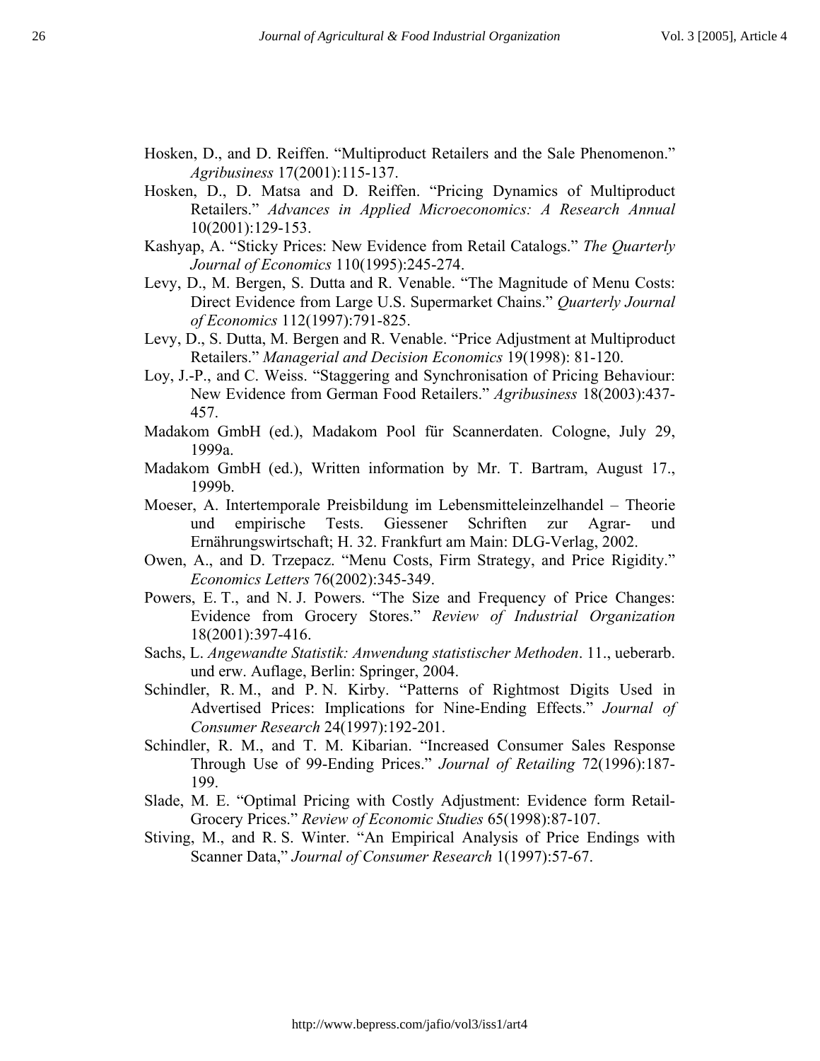Hosken, D., and D. Reiffen. "Multiproduct Retailers and the Sale Phenomenon." *Agribusiness* 17(2001):115-137.

Hosken, D., D. Matsa and D. Reiffen. "Pricing Dynamics of Multiproduct Retailers." *Advances in Applied Microeconomics: A Research Annual* 10(2001):129-153.

Kashyap, A. "Sticky Prices: New Evidence from Retail Catalogs." *The Quarterly Journal of Economics* 110(1995):245-274.

Levy, D., M. Bergen, S. Dutta and R. Venable. "The Magnitude of Menu Costs: Direct Evidence from Large U.S. Supermarket Chains." *Quarterly Journal of Economics* 112(1997):791-825.

Levy, D., S. Dutta, M. Bergen and R. Venable. "Price Adjustment at Multiproduct Retailers." *Managerial and Decision Economics* 19(1998): 81-120.

Loy, J.-P., and C. Weiss. "Staggering and Synchronisation of Pricing Behaviour: New Evidence from German Food Retailers." *Agribusiness* 18(2003):437-457.

Madakom GmbH (ed.), Madakom Pool für Scannerdaten. Cologne, July 29, 1999a.

Madakom GmbH (ed.), Written information by Mr. T. Bartram, August 17., 1999b.

Moeser, A. Intertemporale Preisbildung im Lebensmitteleinzelhandel – Theorie und empirische Tests. Giessener Schriften zur Agrar- und Ernährungswirtschaft; H. 32. Frankfurt am Main: DLG-Verlag, 2002.

Owen, A., and D. Trzepacz. "Menu Costs, Firm Strategy, and Price Rigidity." *Economics Letters* 76(2002):345-349.

Powers, E. T., and N. J. Powers. "The Size and Frequency of Price Changes: Evidence from Grocery Stores." *Review of Industrial Organization* 18(2001):397-416.

Sachs, L. *Angewandte Statistik: Anwendung statistischer Methoden*. 11., ueberarb. und erw. Auflage, Berlin: Springer, 2004.

Schindler, R. M., and P. N. Kirby. "Patterns of Rightmost Digits Used in Advertised Prices: Implications for Nine-Ending Effects." *Journal of Consumer Research* 24(1997):192-201.

Schindler, R. M., and T. M. Kibarian. "Increased Consumer Sales Response Through Use of 99-Ending Prices." *Journal of Retailing* 72(1996):187-199.

Slade, M. E. "Optimal Pricing with Costly Adjustment: Evidence form Retail-Grocery Prices." *Review of Economic Studies* 65(1998):87-107.

Stiving, M., and R. S. Winter. "An Empirical Analysis of Price Endings with Scanner Data," *Journal of Consumer Research* 1(1997):57-67.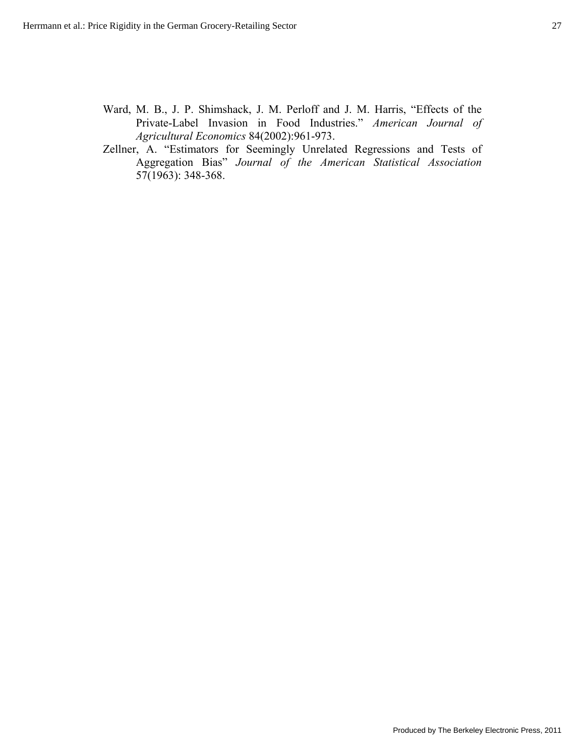Ward, M. B., J. P. Shimshack, J. M. Perloff and J. M. Harris, "Effects of the Private-Label Invasion in Food Industries." *American Journal of Agricultural Economics* 84(2002):961-973.

Zellner, A. "Estimators for Seemingly Unrelated Regressions and Tests of Aggregation Bias" *Journal of the American Statistical Association* 57(1963): 348-368.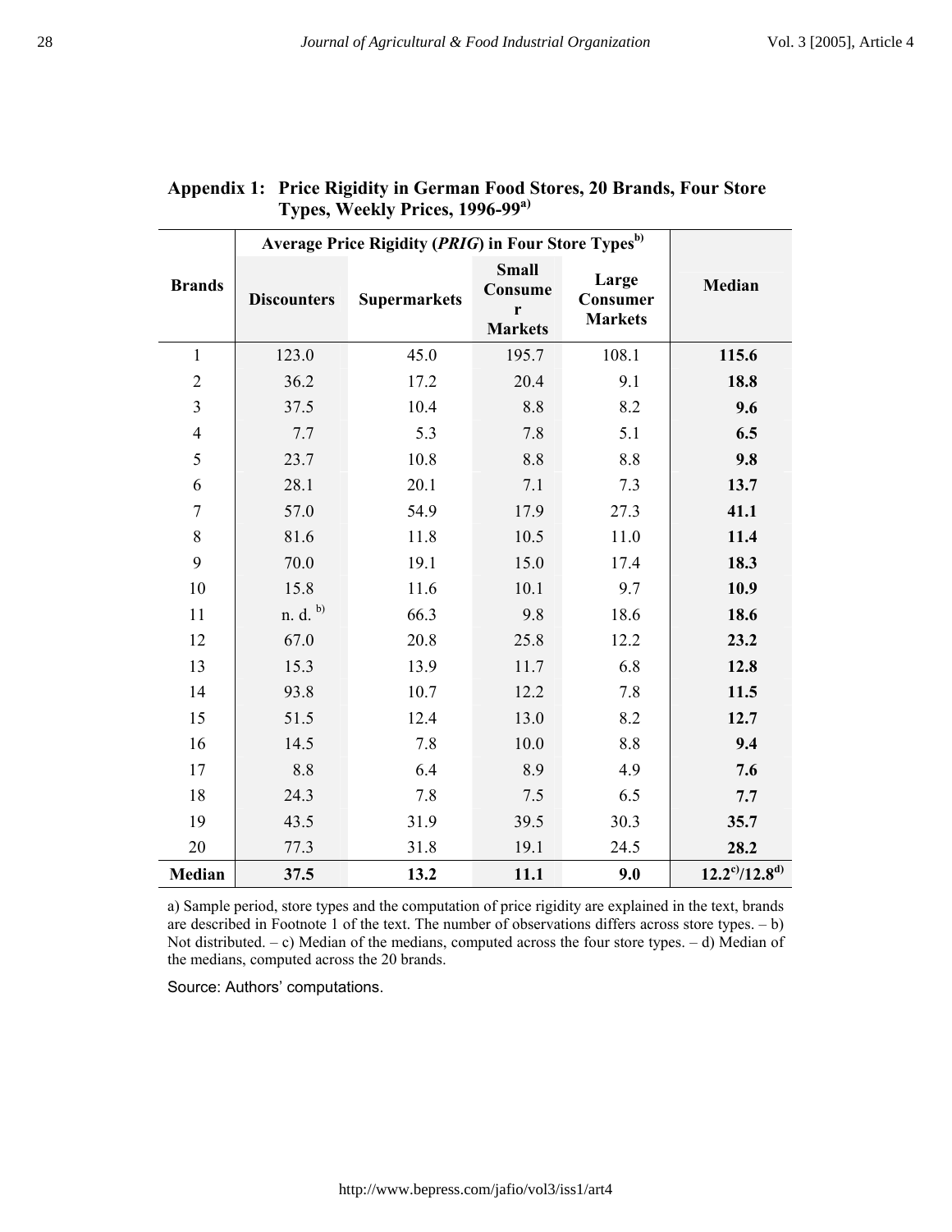**Appendix 1: Price Rigidity in German Food Stores, 20 Brands, Four Store Types, Weekly Prices, 1996-99[a)]**

| Brands | Average Price Rigidity (*PRIG*) in Four Store Types[b)] | | | | Median |
|---|---|---|---|---|---|
| | Discounters | Supermarkets | Small Consumer Markets | Large Consumer Markets | |
| 1 | 123.0 | 45.0 | 195.7 | 108.1 | **115.6** |
| 2 | 36.2 | 17.2 | 20.4 | 9.1 | **18.8** |
| 3 | 37.5 | 10.4 | 8.8 | 8.2 | **9.6** |
| 4 | 7.7 | 5.3 | 7.8 | 5.1 | **6.5** |
| 5 | 23.7 | 10.8 | 8.8 | 8.8 | **9.8** |
| 6 | 28.1 | 20.1 | 7.1 | 7.3 | **13.7** |
| 7 | 57.0 | 54.9 | 17.9 | 27.3 | **41.1** |
| 8 | 81.6 | 11.8 | 10.5 | 11.0 | **11.4** |
| 9 | 70.0 | 19.1 | 15.0 | 17.4 | **18.3** |
| 10 | 15.8 | 11.6 | 10.1 | 9.7 | **10.9** |
| 11 | n. d. [b)] | 66.3 | 9.8 | 18.6 | **18.6** |
| 12 | 67.0 | 20.8 | 25.8 | 12.2 | **23.2** |
| 13 | 15.3 | 13.9 | 11.7 | 6.8 | **12.8** |
| 14 | 93.8 | 10.7 | 12.2 | 7.8 | **11.5** |
| 15 | 51.5 | 12.4 | 13.0 | 8.2 | **12.7** |
| 16 | 14.5 | 7.8 | 10.0 | 8.8 | **9.4** |
| 17 | 8.8 | 6.4 | 8.9 | 4.9 | **7.6** |
| 18 | 24.3 | 7.8 | 7.5 | 6.5 | **7.7** |
| 19 | 43.5 | 31.9 | 39.5 | 30.3 | **35.7** |
| 20 | 77.3 | 31.8 | 19.1 | 24.5 | **28.2** |
| **Median** | **37.5** | **13.2** | **11.1** | **9.0** | **12.2[c)]/12.8[d)]** |

a) Sample period, store types and the computation of price rigidity are explained in the text, brands are described in Footnote 1 of the text. The number of observations differs across store types. – b) Not distributed. – c) Median of the medians, computed across the four store types. – d) Median of the medians, computed across the 20 brands.

Source: Authors' computations.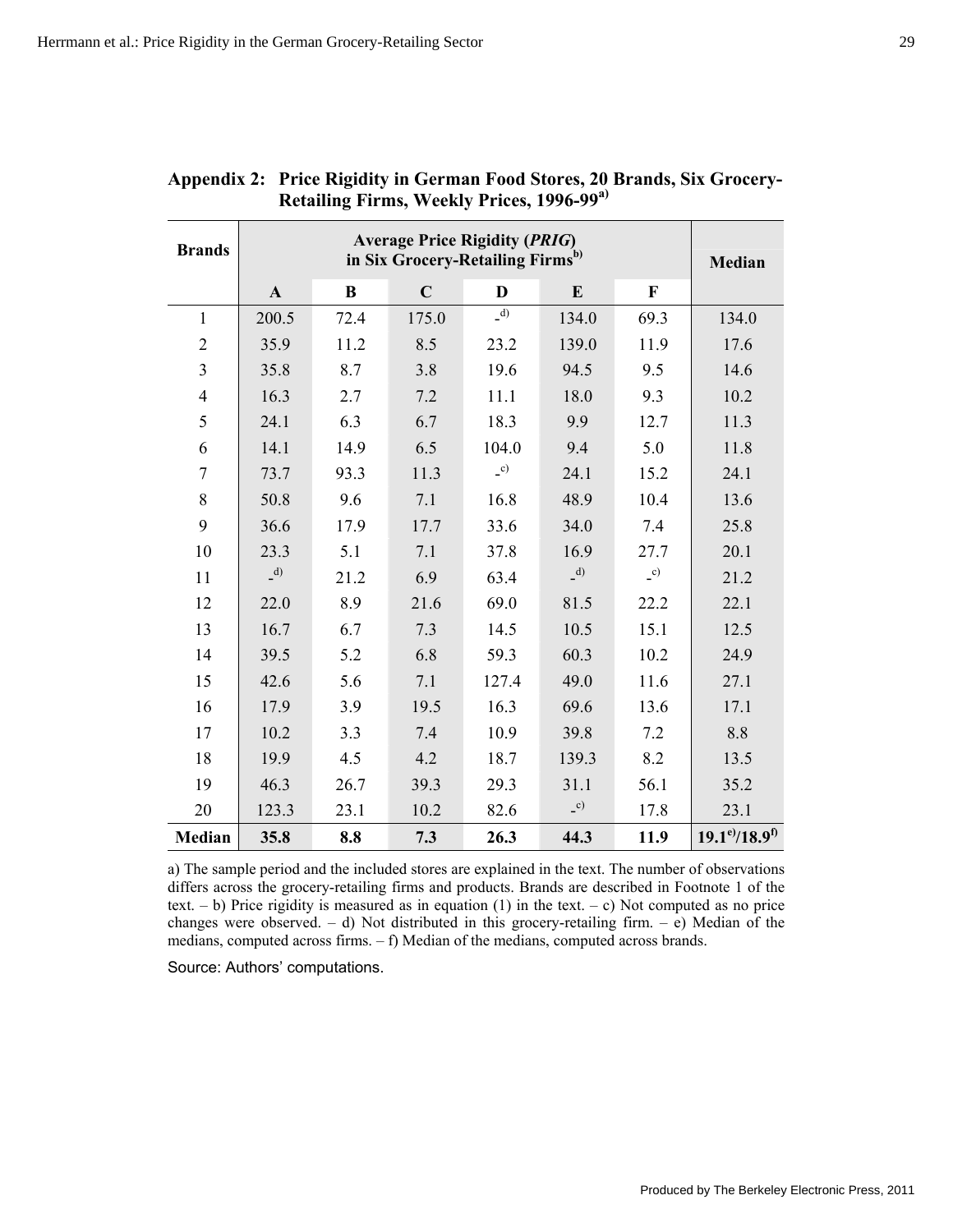## Appendix 2: Price Rigidity in German Food Stores, 20 Brands, Six Grocery-Retailing Firms, Weekly Prices, 1996-99[a)]

| Brands | Average Price Rigidity (*PRIG*) in Six Grocery-Retailing Firms[b)] | | | | | | Median |
|---|---|---|---|---|---|---|---|
| | A | B | C | D | E | F | |
| 1 | 200.5 | 72.4 | 175.0 | -[d)] | 134.0 | 69.3 | 134.0 |
| 2 | 35.9 | 11.2 | 8.5 | 23.2 | 139.0 | 11.9 | 17.6 |
| 3 | 35.8 | 8.7 | 3.8 | 19.6 | 94.5 | 9.5 | 14.6 |
| 4 | 16.3 | 2.7 | 7.2 | 11.1 | 18.0 | 9.3 | 10.2 |
| 5 | 24.1 | 6.3 | 6.7 | 18.3 | 9.9 | 12.7 | 11.3 |
| 6 | 14.1 | 14.9 | 6.5 | 104.0 | 9.4 | 5.0 | 11.8 |
| 7 | 73.7 | 93.3 | 11.3 | -[c)] | 24.1 | 15.2 | 24.1 |
| 8 | 50.8 | 9.6 | 7.1 | 16.8 | 48.9 | 10.4 | 13.6 |
| 9 | 36.6 | 17.9 | 17.7 | 33.6 | 34.0 | 7.4 | 25.8 |
| 10 | 23.3 | 5.1 | 7.1 | 37.8 | 16.9 | 27.7 | 20.1 |
| 11 | -[d)] | 21.2 | 6.9 | 63.4 | -[d)] | -[c)] | 21.2 |
| 12 | 22.0 | 8.9 | 21.6 | 69.0 | 81.5 | 22.2 | 22.1 |
| 13 | 16.7 | 6.7 | 7.3 | 14.5 | 10.5 | 15.1 | 12.5 |
| 14 | 39.5 | 5.2 | 6.8 | 59.3 | 60.3 | 10.2 | 24.9 |
| 15 | 42.6 | 5.6 | 7.1 | 127.4 | 49.0 | 11.6 | 27.1 |
| 16 | 17.9 | 3.9 | 19.5 | 16.3 | 69.6 | 13.6 | 17.1 |
| 17 | 10.2 | 3.3 | 7.4 | 10.9 | 39.8 | 7.2 | 8.8 |
| 18 | 19.9 | 4.5 | 4.2 | 18.7 | 139.3 | 8.2 | 13.5 |
| 19 | 46.3 | 26.7 | 39.3 | 29.3 | 31.1 | 56.1 | 35.2 |
| 20 | 123.3 | 23.1 | 10.2 | 82.6 | -[c)] | 17.8 | 23.1 |
| **Median** | **35.8** | **8.8** | **7.3** | **26.3** | **44.3** | **11.9** | **19.1[e)]/18.9[f)]** |

a) The sample period and the included stores are explained in the text. The number of observations differs across the grocery-retailing firms and products. Brands are described in Footnote 1 of the text. – b) Price rigidity is measured as in equation (1) in the text. – c) Not computed as no price changes were observed. – d) Not distributed in this grocery-retailing firm. – e) Median of the medians, computed across firms. – f) Median of the medians, computed across brands.

Source: Authors' computations.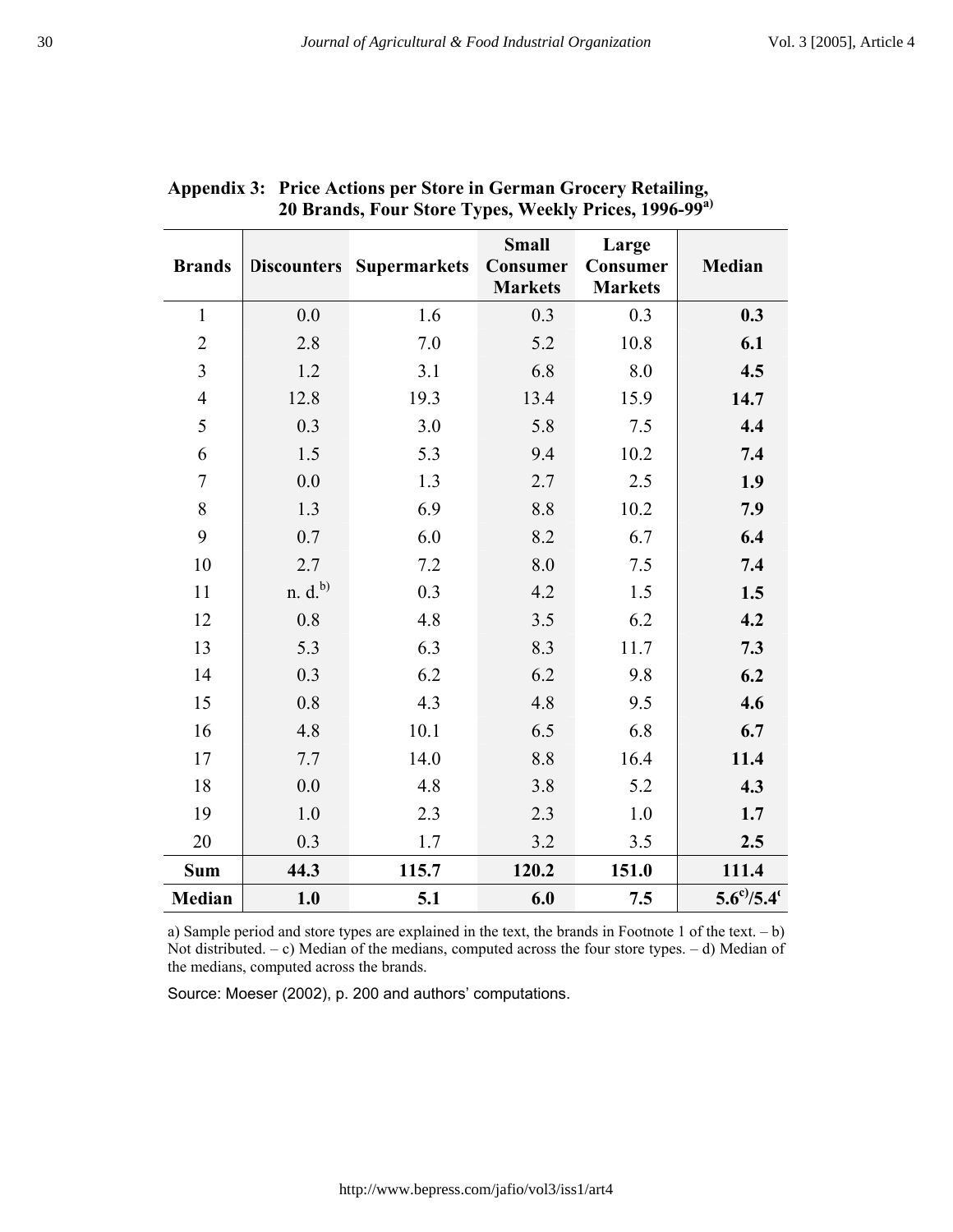**Appendix 3: Price Actions per Store in German Grocery Retailing, 20 Brands, Four Store Types, Weekly Prices, 1996-99[a)]**

| Brands | Discounters | Supermarkets | Small Consumer Markets | Large Consumer Markets | Median |
|---|---|---|---|---|---|
| 1 | 0.0 | 1.6 | 0.3 | 0.3 | **0.3** |
| 2 | 2.8 | 7.0 | 5.2 | 10.8 | **6.1** |
| 3 | 1.2 | 3.1 | 6.8 | 8.0 | **4.5** |
| 4 | 12.8 | 19.3 | 13.4 | 15.9 | **14.7** |
| 5 | 0.3 | 3.0 | 5.8 | 7.5 | **4.4** |
| 6 | 1.5 | 5.3 | 9.4 | 10.2 | **7.4** |
| 7 | 0.0 | 1.3 | 2.7 | 2.5 | **1.9** |
| 8 | 1.3 | 6.9 | 8.8 | 10.2 | **7.9** |
| 9 | 0.7 | 6.0 | 8.2 | 6.7 | **6.4** |
| 10 | 2.7 | 7.2 | 8.0 | 7.5 | **7.4** |
| 11 | n. d.[b)] | 0.3 | 4.2 | 1.5 | **1.5** |
| 12 | 0.8 | 4.8 | 3.5 | 6.2 | **4.2** |
| 13 | 5.3 | 6.3 | 8.3 | 11.7 | **7.3** |
| 14 | 0.3 | 6.2 | 6.2 | 9.8 | **6.2** |
| 15 | 0.8 | 4.3 | 4.8 | 9.5 | **4.6** |
| 16 | 4.8 | 10.1 | 6.5 | 6.8 | **6.7** |
| 17 | 7.7 | 14.0 | 8.8 | 16.4 | **11.4** |
| 18 | 0.0 | 4.8 | 3.8 | 5.2 | **4.3** |
| 19 | 1.0 | 2.3 | 2.3 | 1.0 | **1.7** |
| 20 | 0.3 | 1.7 | 3.2 | 3.5 | **2.5** |
| **Sum** | **44.3** | **115.7** | **120.2** | **151.0** | **111.4** |
| **Median** | **1.0** | **5.1** | **6.0** | **7.5** | **5.6[c)]/5.4[d)]** |

a) Sample period and store types are explained in the text, the brands in Footnote 1 of the text. – b) Not distributed. – c) Median of the medians, computed across the four store types. – d) Median of the medians, computed across the brands.

Source: Moeser (2002), p. 200 and authors' computations.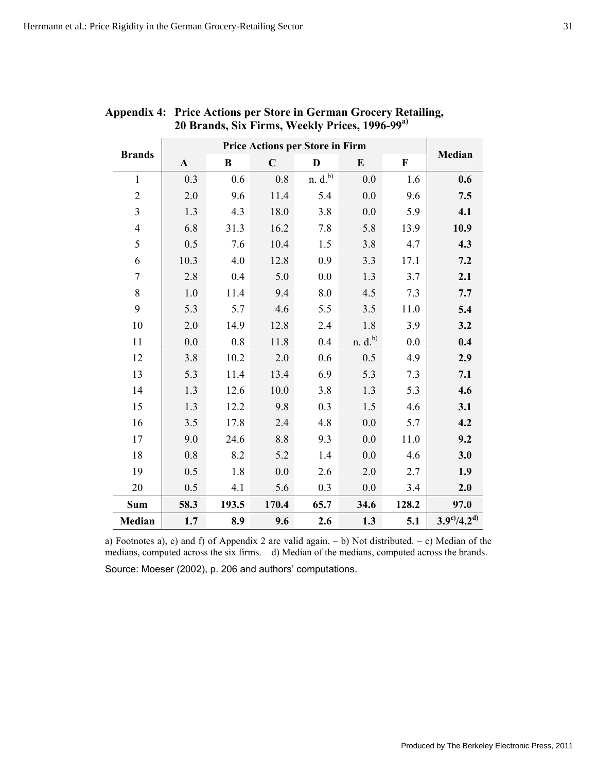**Appendix 4: Price Actions per Store in German Grocery Retailing, 20 Brands, Six Firms, Weekly Prices, 1996-99[a)]**

| Brands | Price Actions per Store in Firm | | | | | | Median |
|---|---|---|---|---|---|---|---|
| | A | B | C | D | E | F | |
| 1 | 0.3 | 0.6 | 0.8 | n. d.[b)] | 0.0 | 1.6 | **0.6** |
| 2 | 2.0 | 9.6 | 11.4 | 5.4 | 0.0 | 9.6 | **7.5** |
| 3 | 1.3 | 4.3 | 18.0 | 3.8 | 0.0 | 5.9 | **4.1** |
| 4 | 6.8 | 31.3 | 16.2 | 7.8 | 5.8 | 13.9 | **10.9** |
| 5 | 0.5 | 7.6 | 10.4 | 1.5 | 3.8 | 4.7 | **4.3** |
| 6 | 10.3 | 4.0 | 12.8 | 0.9 | 3.3 | 17.1 | **7.2** |
| 7 | 2.8 | 0.4 | 5.0 | 0.0 | 1.3 | 3.7 | **2.1** |
| 8 | 1.0 | 11.4 | 9.4 | 8.0 | 4.5 | 7.3 | **7.7** |
| 9 | 5.3 | 5.7 | 4.6 | 5.5 | 3.5 | 11.0 | **5.4** |
| 10 | 2.0 | 14.9 | 12.8 | 2.4 | 1.8 | 3.9 | **3.2** |
| 11 | 0.0 | 0.8 | 11.8 | 0.4 | n. d.[b)] | 0.0 | **0.4** |
| 12 | 3.8 | 10.2 | 2.0 | 0.6 | 0.5 | 4.9 | **2.9** |
| 13 | 5.3 | 11.4 | 13.4 | 6.9 | 5.3 | 7.3 | **7.1** |
| 14 | 1.3 | 12.6 | 10.0 | 3.8 | 1.3 | 5.3 | **4.6** |
| 15 | 1.3 | 12.2 | 9.8 | 0.3 | 1.5 | 4.6 | **3.1** |
| 16 | 3.5 | 17.8 | 2.4 | 4.8 | 0.0 | 5.7 | **4.2** |
| 17 | 9.0 | 24.6 | 8.8 | 9.3 | 0.0 | 11.0 | **9.2** |
| 18 | 0.8 | 8.2 | 5.2 | 1.4 | 0.0 | 4.6 | **3.0** |
| 19 | 0.5 | 1.8 | 0.0 | 2.6 | 2.0 | 2.7 | **1.9** |
| 20 | 0.5 | 4.1 | 5.6 | 0.3 | 0.0 | 3.4 | **2.0** |
| **Sum** | **58.3** | **193.5** | **170.4** | **65.7** | **34.6** | **128.2** | **97.0** |
| **Median** | **1.7** | **8.9** | **9.6** | **2.6** | **1.3** | **5.1** | **3.9[c)]/4.2[d)]** |

a) Footnotes a), e) and f) of Appendix 2 are valid again. – b) Not distributed. – c) Median of the medians, computed across the six firms. – d) Median of the medians, computed across the brands.

Source: Moeser (2002), p. 206 and authors' computations.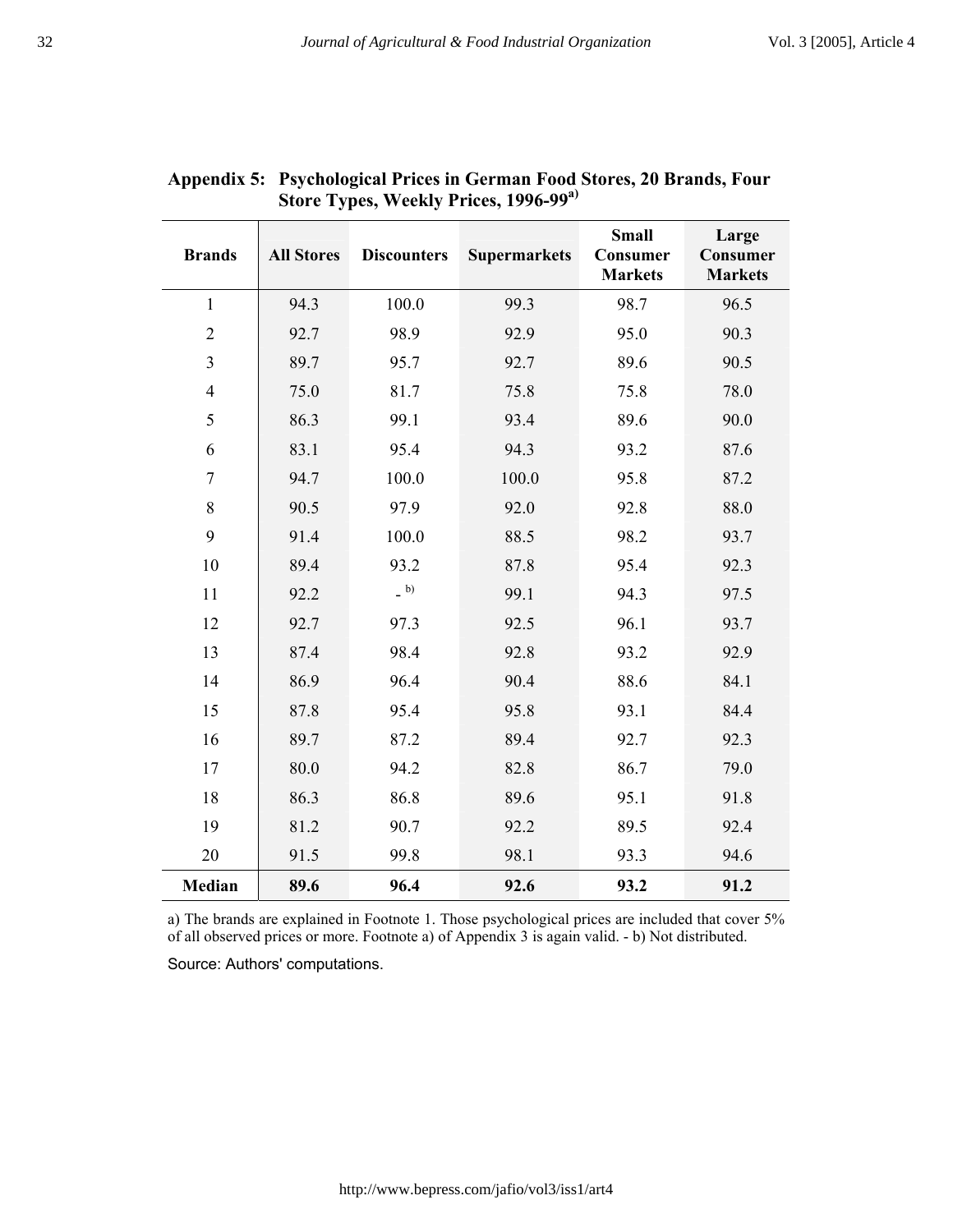**Appendix 5: Psychological Prices in German Food Stores, 20 Brands, Four Store Types, Weekly Prices, 1996-99[a)]**

| Brands | All Stores | Discounters | Supermarkets | Small Consumer Markets | Large Consumer Markets |
|---|---|---|---|---|---|
| 1 | 94.3 | 100.0 | 99.3 | 98.7 | 96.5 |
| 2 | 92.7 | 98.9 | 92.9 | 95.0 | 90.3 |
| 3 | 89.7 | 95.7 | 92.7 | 89.6 | 90.5 |
| 4 | 75.0 | 81.7 | 75.8 | 75.8 | 78.0 |
| 5 | 86.3 | 99.1 | 93.4 | 89.6 | 90.0 |
| 6 | 83.1 | 95.4 | 94.3 | 93.2 | 87.6 |
| 7 | 94.7 | 100.0 | 100.0 | 95.8 | 87.2 |
| 8 | 90.5 | 97.9 | 92.0 | 92.8 | 88.0 |
| 9 | 91.4 | 100.0 | 88.5 | 98.2 | 93.7 |
| 10 | 89.4 | 93.2 | 87.8 | 95.4 | 92.3 |
| 11 | 92.2 | - [b)] | 99.1 | 94.3 | 97.5 |
| 12 | 92.7 | 97.3 | 92.5 | 96.1 | 93.7 |
| 13 | 87.4 | 98.4 | 92.8 | 93.2 | 92.9 |
| 14 | 86.9 | 96.4 | 90.4 | 88.6 | 84.1 |
| 15 | 87.8 | 95.4 | 95.8 | 93.1 | 84.4 |
| 16 | 89.7 | 87.2 | 89.4 | 92.7 | 92.3 |
| 17 | 80.0 | 94.2 | 82.8 | 86.7 | 79.0 |
| 18 | 86.3 | 86.8 | 89.6 | 95.1 | 91.8 |
| 19 | 81.2 | 90.7 | 92.2 | 89.5 | 92.4 |
| 20 | 91.5 | 99.8 | 98.1 | 93.3 | 94.6 |
| **Median** | **89.6** | **96.4** | **92.6** | **93.2** | **91.2** |

a) The brands are explained in Footnote 1. Those psychological prices are included that cover 5% of all observed prices or more. Footnote a) of Appendix 3 is again valid. - b) Not distributed.

Source: Authors' computations.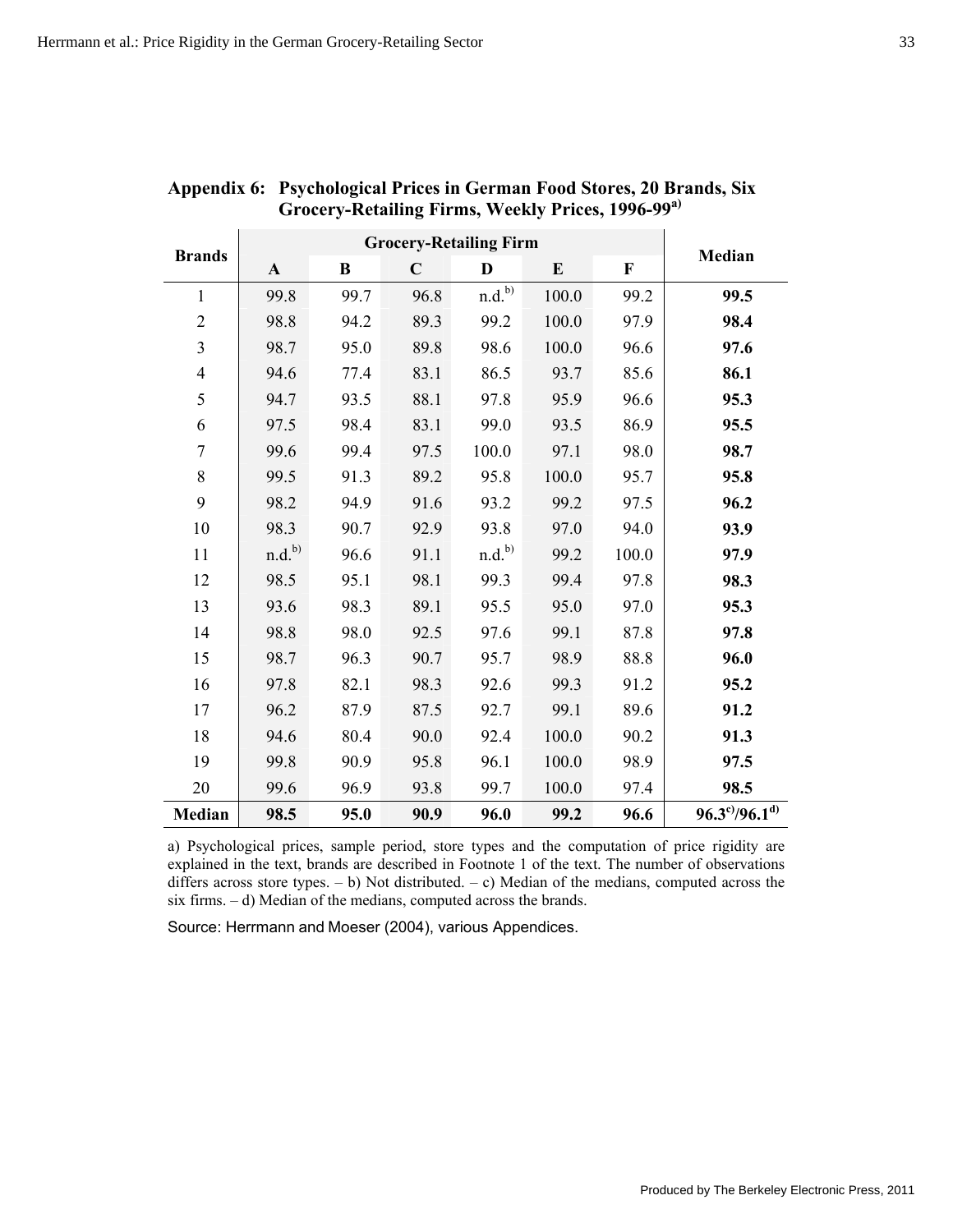**Appendix 6: Psychological Prices in German Food Stores, 20 Brands, Six Grocery-Retailing Firms, Weekly Prices, 1996-99[a)]**

| Brands | Grocery-Retailing Firm | | | | | | Median |
|---|---|---|---|---|---|---|---|
| | A | B | C | D | E | F | |
| 1 | 99.8 | 99.7 | 96.8 | n.d.[b)] | 100.0 | 99.2 | **99.5** |
| 2 | 98.8 | 94.2 | 89.3 | 99.2 | 100.0 | 97.9 | **98.4** |
| 3 | 98.7 | 95.0 | 89.8 | 98.6 | 100.0 | 96.6 | **97.6** |
| 4 | 94.6 | 77.4 | 83.1 | 86.5 | 93.7 | 85.6 | **86.1** |
| 5 | 94.7 | 93.5 | 88.1 | 97.8 | 95.9 | 96.6 | **95.3** |
| 6 | 97.5 | 98.4 | 83.1 | 99.0 | 93.5 | 86.9 | **95.5** |
| 7 | 99.6 | 99.4 | 97.5 | 100.0 | 97.1 | 98.0 | **98.7** |
| 8 | 99.5 | 91.3 | 89.2 | 95.8 | 100.0 | 95.7 | **95.8** |
| 9 | 98.2 | 94.9 | 91.6 | 93.2 | 99.2 | 97.5 | **96.2** |
| 10 | 98.3 | 90.7 | 92.9 | 93.8 | 97.0 | 94.0 | **93.9** |
| 11 | n.d.[b)] | 96.6 | 91.1 | n.d.[b)] | 99.2 | 100.0 | **97.9** |
| 12 | 98.5 | 95.1 | 98.1 | 99.3 | 99.4 | 97.8 | **98.3** |
| 13 | 93.6 | 98.3 | 89.1 | 95.5 | 95.0 | 97.0 | **95.3** |
| 14 | 98.8 | 98.0 | 92.5 | 97.6 | 99.1 | 87.8 | **97.8** |
| 15 | 98.7 | 96.3 | 90.7 | 95.7 | 98.9 | 88.8 | **96.0** |
| 16 | 97.8 | 82.1 | 98.3 | 92.6 | 99.3 | 91.2 | **95.2** |
| 17 | 96.2 | 87.9 | 87.5 | 92.7 | 99.1 | 89.6 | **91.2** |
| 18 | 94.6 | 80.4 | 90.0 | 92.4 | 100.0 | 90.2 | **91.3** |
| 19 | 99.8 | 90.9 | 95.8 | 96.1 | 100.0 | 98.9 | **97.5** |
| 20 | 99.6 | 96.9 | 93.8 | 99.7 | 100.0 | 97.4 | **98.5** |
| **Median** | **98.5** | **95.0** | **90.9** | **96.0** | **99.2** | **96.6** | **96.3[c)]/96.1[d)]** |

a) Psychological prices, sample period, store types and the computation of price rigidity are explained in the text, brands are described in Footnote 1 of the text. The number of observations differs across store types. – b) Not distributed. – c) Median of the medians, computed across the six firms. – d) Median of the medians, computed across the brands.

Source: Herrmann and Moeser (2004), various Appendices.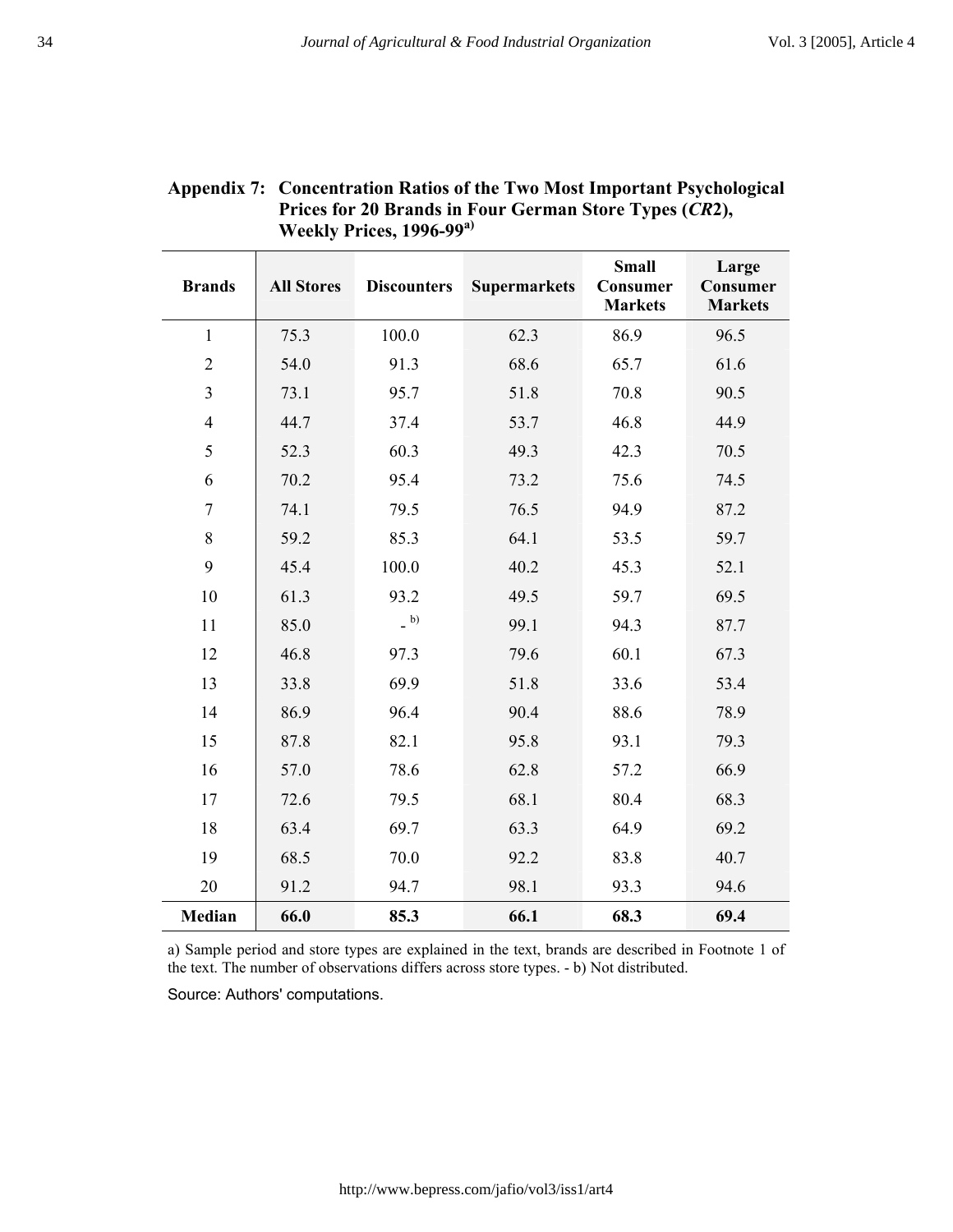**Appendix 7: Concentration Ratios of the Two Most Important Psychological Prices for 20 Brands in Four German Store Types (*CR*2), Weekly Prices, 1996-99[a)]**

| Brands | All Stores | Discounters | Supermarkets | Small Consumer Markets | Large Consumer Markets |
|---|---|---|---|---|---|
| 1 | 75.3 | 100.0 | 62.3 | 86.9 | 96.5 |
| 2 | 54.0 | 91.3 | 68.6 | 65.7 | 61.6 |
| 3 | 73.1 | 95.7 | 51.8 | 70.8 | 90.5 |
| 4 | 44.7 | 37.4 | 53.7 | 46.8 | 44.9 |
| 5 | 52.3 | 60.3 | 49.3 | 42.3 | 70.5 |
| 6 | 70.2 | 95.4 | 73.2 | 75.6 | 74.5 |
| 7 | 74.1 | 79.5 | 76.5 | 94.9 | 87.2 |
| 8 | 59.2 | 85.3 | 64.1 | 53.5 | 59.7 |
| 9 | 45.4 | 100.0 | 40.2 | 45.3 | 52.1 |
| 10 | 61.3 | 93.2 | 49.5 | 59.7 | 69.5 |
| 11 | 85.0 | - [b)] | 99.1 | 94.3 | 87.7 |
| 12 | 46.8 | 97.3 | 79.6 | 60.1 | 67.3 |
| 13 | 33.8 | 69.9 | 51.8 | 33.6 | 53.4 |
| 14 | 86.9 | 96.4 | 90.4 | 88.6 | 78.9 |
| 15 | 87.8 | 82.1 | 95.8 | 93.1 | 79.3 |
| 16 | 57.0 | 78.6 | 62.8 | 57.2 | 66.9 |
| 17 | 72.6 | 79.5 | 68.1 | 80.4 | 68.3 |
| 18 | 63.4 | 69.7 | 63.3 | 64.9 | 69.2 |
| 19 | 68.5 | 70.0 | 92.2 | 83.8 | 40.7 |
| 20 | 91.2 | 94.7 | 98.1 | 93.3 | 94.6 |
| **Median** | **66.0** | **85.3** | **66.1** | **68.3** | **69.4** |

a) Sample period and store types are explained in the text, brands are described in Footnote 1 of the text. The number of observations differs across store types. - b) Not distributed.

Source: Authors' computations.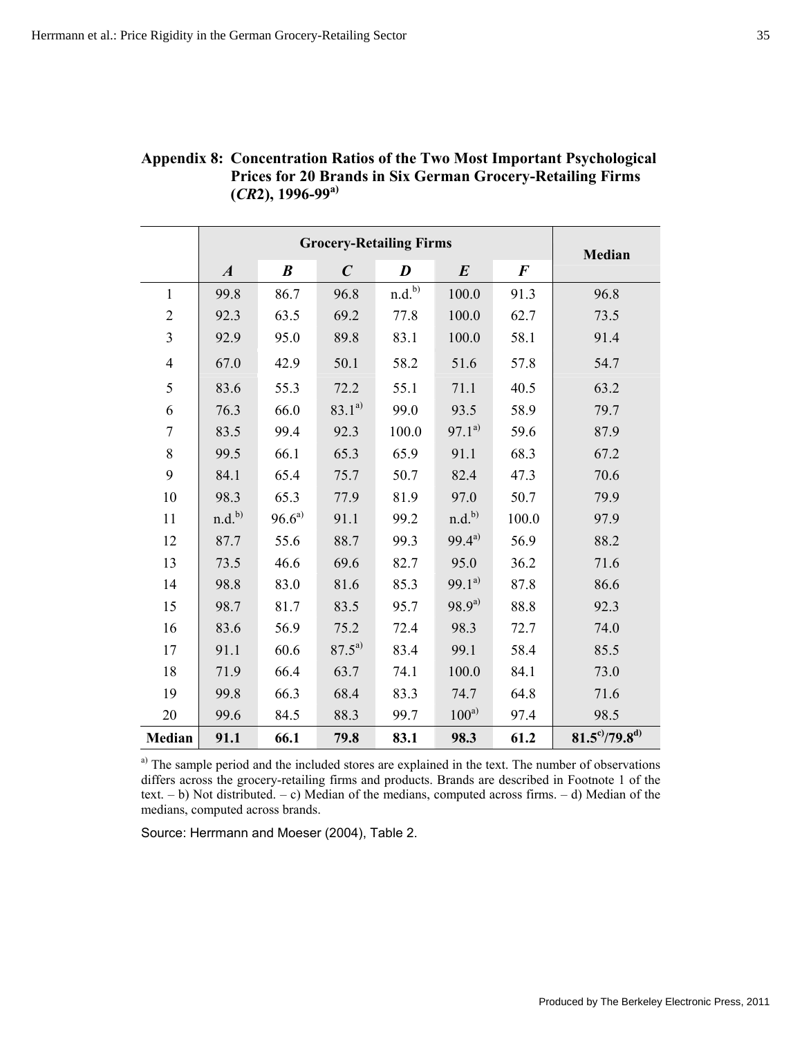**Appendix 8: Concentration Ratios of the Two Most Important Psychological Prices for 20 Brands in Six German Grocery-Retailing Firms (*CR*2), 1996-99[a)]**

| | Grocery-Retailing Firms | | | | | | Median |
|---|---|---|---|---|---|---|---|
| | ***A*** | ***B*** | ***C*** | ***D*** | ***E*** | ***F*** | |
| 1 | 99.8 | 86.7 | 96.8 | n.d.[b)] | 100.0 | 91.3 | 96.8 |
| 2 | 92.3 | 63.5 | 69.2 | 77.8 | 100.0 | 62.7 | 73.5 |
| 3 | 92.9 | 95.0 | 89.8 | 83.1 | 100.0 | 58.1 | 91.4 |
| 4 | 67.0 | 42.9 | 50.1 | 58.2 | 51.6 | 57.8 | 54.7 |
| 5 | 83.6 | 55.3 | 72.2 | 55.1 | 71.1 | 40.5 | 63.2 |
| 6 | 76.3 | 66.0 | 83.1[a)] | 99.0 | 93.5 | 58.9 | 79.7 |
| 7 | 83.5 | 99.4 | 92.3 | 100.0 | 97.1[a)] | 59.6 | 87.9 |
| 8 | 99.5 | 66.1 | 65.3 | 65.9 | 91.1 | 68.3 | 67.2 |
| 9 | 84.1 | 65.4 | 75.7 | 50.7 | 82.4 | 47.3 | 70.6 |
| 10 | 98.3 | 65.3 | 77.9 | 81.9 | 97.0 | 50.7 | 79.9 |
| 11 | n.d.[b)] | 96.6[a)] | 91.1 | 99.2 | n.d.[b)] | 100.0 | 97.9 |
| 12 | 87.7 | 55.6 | 88.7 | 99.3 | 99.4[a)] | 56.9 | 88.2 |
| 13 | 73.5 | 46.6 | 69.6 | 82.7 | 95.0 | 36.2 | 71.6 |
| 14 | 98.8 | 83.0 | 81.6 | 85.3 | 99.1[a)] | 87.8 | 86.6 |
| 15 | 98.7 | 81.7 | 83.5 | 95.7 | 98.9[a)] | 88.8 | 92.3 |
| 16 | 83.6 | 56.9 | 75.2 | 72.4 | 98.3 | 72.7 | 74.0 |
| 17 | 91.1 | 60.6 | 87.5[a)] | 83.4 | 99.1 | 58.4 | 85.5 |
| 18 | 71.9 | 66.4 | 63.7 | 74.1 | 100.0 | 84.1 | 73.0 |
| 19 | 99.8 | 66.3 | 68.4 | 83.3 | 74.7 | 64.8 | 71.6 |
| 20 | 99.6 | 84.5 | 88.3 | 99.7 | 100[a)] | 97.4 | 98.5 |
| **Median** | **91.1** | **66.1** | **79.8** | **83.1** | **98.3** | **61.2** | **81.5[c)]/79.8[d)]** |

[a)] The sample period and the included stores are explained in the text. The number of observations differs across the grocery-retailing firms and products. Brands are described in Footnote 1 of the text. – b) Not distributed. – c) Median of the medians, computed across firms. – d) Median of the medians, computed across brands.

Source: Herrmann and Moeser (2004), Table 2.